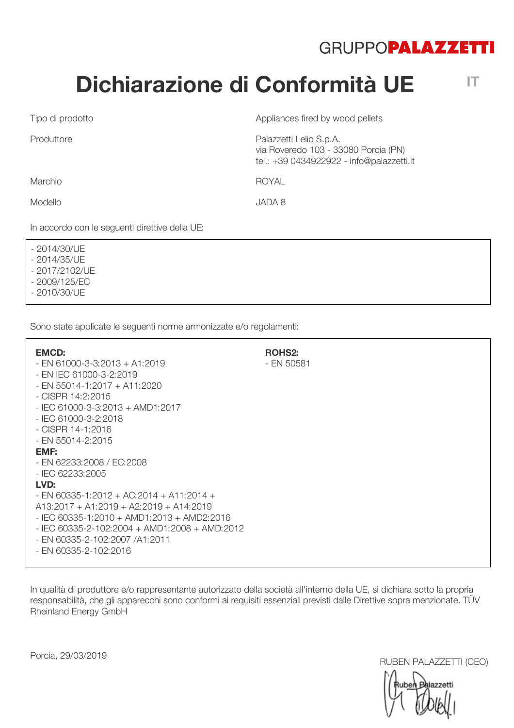GRUPPO**PALAZZETTI**

# Dichiarazione di Conformità UE

IT

| | |
|---|---|
| Tipo di prodotto | Appliances fired by wood pellets |
| Produttore | Palazzetti Lelio S.p.A.<br>via Roveredo 103 - 33080 Porcia (PN)<br>tel.: +39 0434922922 - info@palazzetti.it |
| Marchio | ROYAL |
| Modello | JADA 8 |

In accordo con le seguenti direttive della UE:

- 2014/30/UE
- 2014/35/UE
- 2017/2102/UE
- 2009/125/EC
- 2010/30/UE

Sono state applicate le seguenti norme armonizzate e/o regolamenti:

**EMCD:**
- EN 61000-3-3:2013 + A1:2019
- EN IEC 61000-3-2:2019
- EN 55014-1:2017 + A11:2020
- CISPR 14:2:2015
- IEC 61000-3-3:2013 + AMD1:2017
- IEC 61000-3-2:2018
- CISPR 14-1:2016
- EN 55014-2:2015

**EMF:**
- EN 62233:2008 / EC:2008
- IEC 62233:2005

**LVD:**
- EN 60335-1:2012 + AC:2014 + A11:2014 + A13:2017 + A1:2019 + A2:2019 + A14:2019
- IEC 60335-1:2010 + AMD1:2013 + AMD2:2016
- IEC 60335-2-102:2004 + AMD1:2008 + AMD:2012
- EN 60335-2-102:2007 /A1:2011
- EN 60335-2-102:2016

**ROHS2:**
- EN 50581

In qualità di produttore e/o rappresentante autorizzato della società all'interno della UE, si dichiara sotto la propria responsabilità, che gli apparecchi sono conformi ai requisiti essenziali previsti dalle Direttive sopra menzionate. TÜV Rheinland Energy GmbH

Porcia, 29/03/2019

RUBEN PALAZZETTI (CEO)

Ruben Palazzetti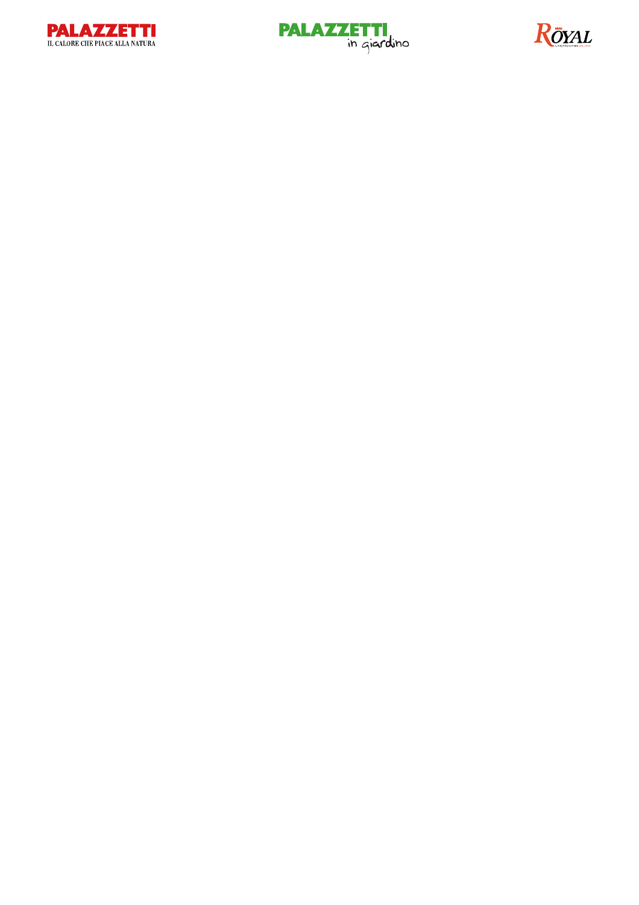PALAZZETTI
IL CALORE CHE PIACE ALLA NATURA

PALAZZETTI in giardino

ROYAL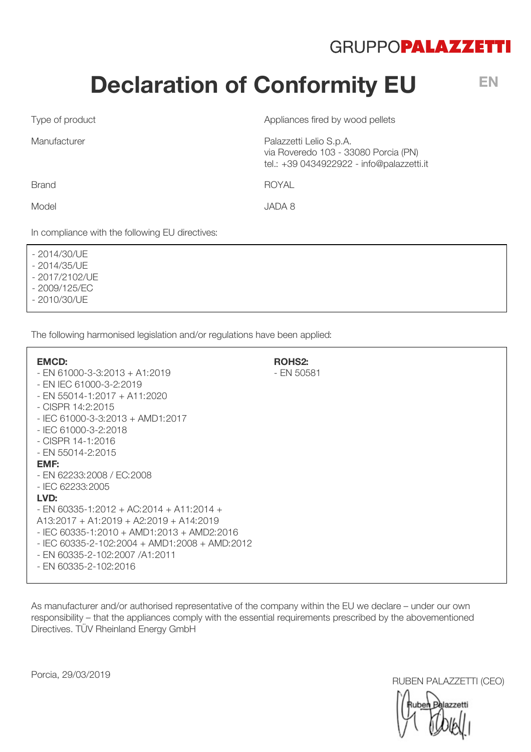GRUPPO**PALAZZETTI**

# Declaration of Conformity EU

EN

| | |
|---|---|
| Type of product | Appliances fired by wood pellets |
| Manufacturer | Palazzetti Lelio S.p.A.<br>via Roveredo 103 - 33080 Porcia (PN)<br>tel.: +39 0434922922 - info@palazzetti.it |
| Brand | ROYAL |
| Model | JADA 8 |

In compliance with the following EU directives:

- 2014/30/UE
- 2014/35/UE
- 2017/2102/UE
- 2009/125/EC
- 2010/30/UE

The following harmonised legislation and/or regulations have been applied:

**EMCD:**
- EN 61000-3-3:2013 + A1:2019
- EN IEC 61000-3-2:2019
- EN 55014-1:2017 + A11:2020
- CISPR 14:2:2015
- IEC 61000-3-3:2013 + AMD1:2017
- IEC 61000-3-2:2018
- CISPR 14-1:2016
- EN 55014-2:2015

**EMF:**
- EN 62233:2008 / EC:2008
- IEC 62233:2005

**LVD:**
- EN 60335-1:2012 + AC:2014 + A11:2014 + A13:2017 + A1:2019 + A2:2019 + A14:2019
- IEC 60335-1:2010 + AMD1:2013 + AMD2:2016
- IEC 60335-2-102:2004 + AMD1:2008 + AMD:2012
- EN 60335-2-102:2007 /A1:2011
- EN 60335-2-102:2016

**ROHS2:**
- EN 50581

As manufacturer and/or authorised representative of the company within the EU we declare – under our own responsibility – that the appliances comply with the essential requirements prescribed by the abovementioned Directives. TÜV Rheinland Energy GmbH

Porcia, 29/03/2019

RUBEN PALAZZETTI (CEO)

Ruben Palazzetti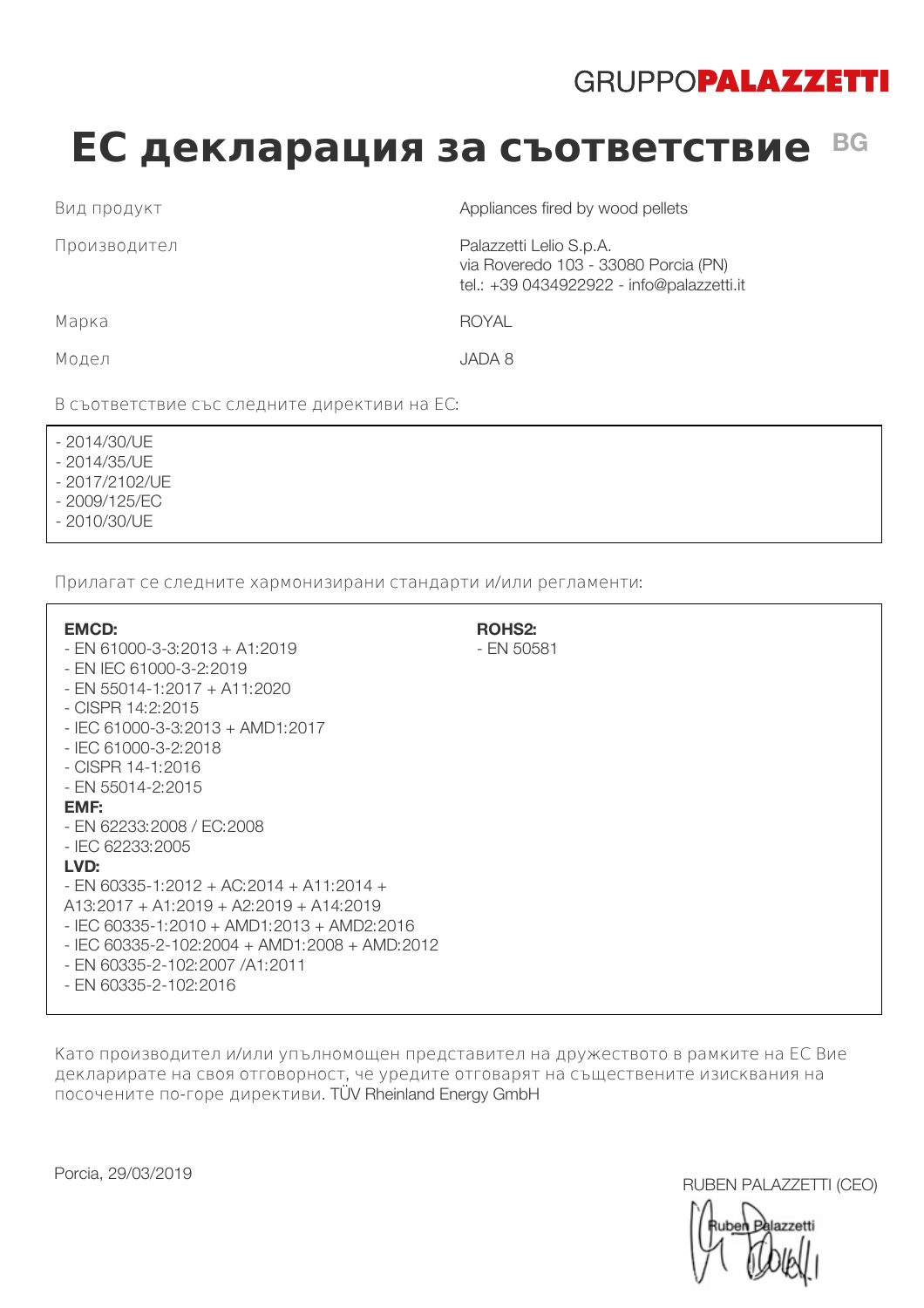GRUPPO**PALAZZETTI**

# ЕС декларация за съответствие BG

| | |
|---|---|
| Вид продукт | Appliances fired by wood pellets |
| Производител | Palazzetti Lelio S.p.A.<br>via Roveredo 103 - 33080 Porcia (PN)<br>tel.: +39 0434922922 - info@palazzetti.it |
| Марка | ROYAL |
| Модел | JADA 8 |

В съответствие със следните директиви на ЕС:

- 2014/30/UE
- 2014/35/UE
- 2017/2102/UE
- 2009/125/EC
- 2010/30/UE

Прилагат се следните хармонизирани стандарти и/или регламенти:

**EMCD:**
- EN 61000-3-3:2013 + A1:2019
- EN IEC 61000-3-2:2019
- EN 55014-1:2017 + A11:2020
- CISPR 14:2:2015
- IEC 61000-3-3:2013 + AMD1:2017
- IEC 61000-3-2:2018
- CISPR 14-1:2016
- EN 55014-2:2015

**EMF:**
- EN 62233:2008 / EC:2008
- IEC 62233:2005

**LVD:**
- EN 60335-1:2012 + AC:2014 + A11:2014 + A13:2017 + A1:2019 + A2:2019 + A14:2019
- IEC 60335-1:2010 + AMD1:2013 + AMD2:2016
- IEC 60335-2-102:2004 + AMD1:2008 + AMD:2012
- EN 60335-2-102:2007 /A1:2011
- EN 60335-2-102:2016

**ROHS2:**
- EN 50581

Като производител и/или упълномощен представител на дружеството в рамките на ЕС Вие декларирате на своя отговорност, че уредите отговарят на съществените изисквания на посочените по-горе директиви. TÜV Rheinland Energy GmbH

Porcia, 29/03/2019

RUBEN PALAZZETTI (CEO)

Ruben Palazzetti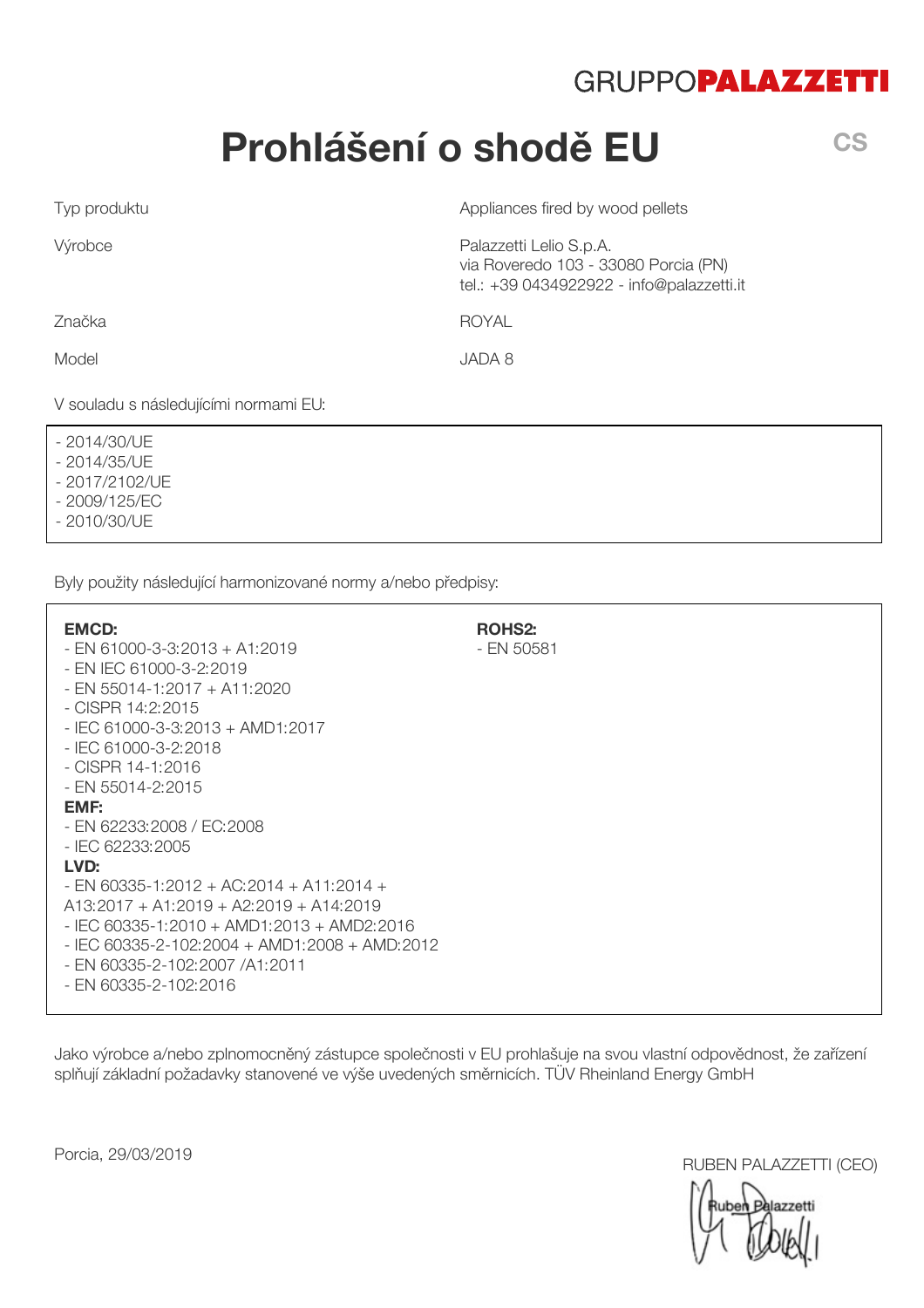GRUPPO**PALAZZETTI**

# Prohlášení o shodě EU

CS

| | |
|---|---|
| Typ produktu | Appliances fired by wood pellets |
| Výrobce | Palazzetti Lelio S.p.A.<br>via Roveredo 103 - 33080 Porcia (PN)<br>tel.: +39 0434922922 - info@palazzetti.it |
| Značka | ROYAL |
| Model | JADA 8 |

V souladu s následujícími normami EU:

- 2014/30/UE
- 2014/35/UE
- 2017/2102/UE
- 2009/125/EC
- 2010/30/UE

Byly použity následující harmonizované normy a/nebo předpisy:

**EMCD:**
- EN 61000-3-3:2013 + A1:2019
- EN IEC 61000-3-2:2019
- EN 55014-1:2017 + A11:2020
- CISPR 14:2:2015
- IEC 61000-3-3:2013 + AMD1:2017
- IEC 61000-3-2:2018
- CISPR 14-1:2016
- EN 55014-2:2015

**EMF:**
- EN 62233:2008 / EC:2008
- IEC 62233:2005

**LVD:**
- EN 60335-1:2012 + AC:2014 + A11:2014 + A13:2017 + A1:2019 + A2:2019 + A14:2019
- IEC 60335-1:2010 + AMD1:2013 + AMD2:2016
- IEC 60335-2-102:2004 + AMD1:2008 + AMD:2012
- EN 60335-2-102:2007 /A1:2011
- EN 60335-2-102:2016

**ROHS2:**
- EN 50581

Jako výrobce a/nebo zplnomocněný zástupce společnosti v EU prohlašuje na svou vlastní odpovědnost, že zařízení splňují základní požadavky stanovené ve výše uvedených směrnicích. TÜV Rheinland Energy GmbH

Porcia, 29/03/2019

RUBEN PALAZZETTI (CEO)

Ruben Palazzetti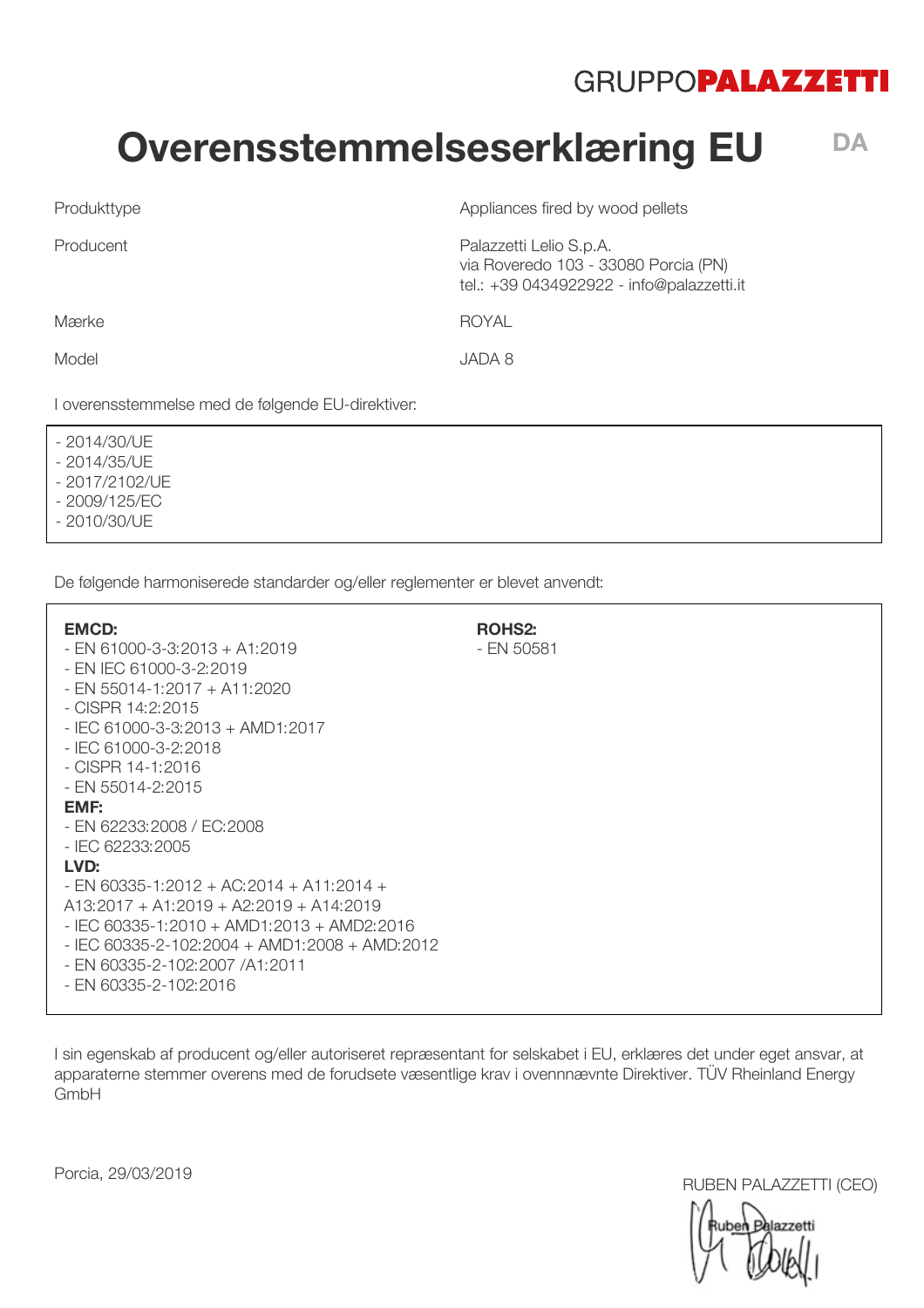GRUPPO**PALAZZETTI**

# Overensstemmelseserklæring EU

DA

| | |
|---|---|
| Produkttype | Appliances fired by wood pellets |
| Producent | Palazzetti Lelio S.p.A.<br>via Roveredo 103 - 33080 Porcia (PN)<br>tel.: +39 0434922922 - info@palazzetti.it |
| Mærke | ROYAL |
| Model | JADA 8 |

I overensstemmelse med de følgende EU-direktiver:

- 2014/30/UE
- 2014/35/UE
- 2017/2102/UE
- 2009/125/EC
- 2010/30/UE

De følgende harmoniserede standarder og/eller reglementer er blevet anvendt:

**EMCD:**
- EN 61000-3-3:2013 + A1:2019
- EN IEC 61000-3-2:2019
- EN 55014-1:2017 + A11:2020
- CISPR 14:2:2015
- IEC 61000-3-3:2013 + AMD1:2017
- IEC 61000-3-2:2018
- CISPR 14-1:2016
- EN 55014-2:2015

**EMF:**
- EN 62233:2008 / EC:2008
- IEC 62233:2005

**LVD:**
- EN 60335-1:2012 + AC:2014 + A11:2014 + A13:2017 + A1:2019 + A2:2019 + A14:2019
- IEC 60335-1:2010 + AMD1:2013 + AMD2:2016
- IEC 60335-2-102:2004 + AMD1:2008 + AMD:2012
- EN 60335-2-102:2007 /A1:2011
- EN 60335-2-102:2016

**ROHS2:**
- EN 50581

I sin egenskab af producent og/eller autoriseret repræsentant for selskabet i EU, erklæres det under eget ansvar, at apparaterne stemmer overens med de forudsete væsentlige krav i ovennnævnte Direktiver. TÜV Rheinland Energy GmbH

Porcia, 29/03/2019

RUBEN PALAZZETTI (CEO)

Ruben Palazzetti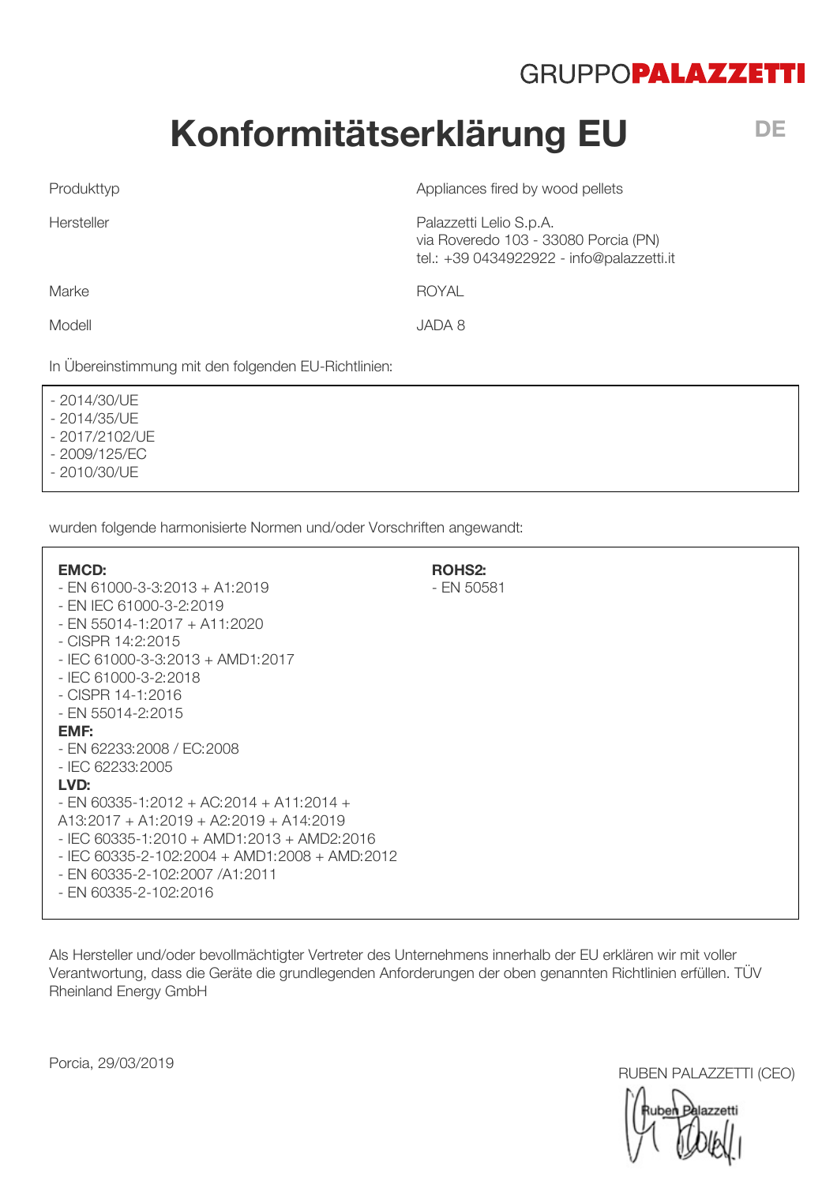GRUPPO**PALAZZETTI**

# Konformitätserklärung EU

DE

| | |
|---|---|
| Produkttyp | Appliances fired by wood pellets |
| Hersteller | Palazzetti Lelio S.p.A.<br>via Roveredo 103 - 33080 Porcia (PN)<br>tel.: +39 0434922922 - info@palazzetti.it |
| Marke | ROYAL |
| Modell | JADA 8 |

In Übereinstimmung mit den folgenden EU-Richtlinien:

- 2014/30/UE
- 2014/35/UE
- 2017/2102/UE
- 2009/125/EC
- 2010/30/UE

wurden folgende harmonisierte Normen und/oder Vorschriften angewandt:

**EMCD:**
- EN 61000-3-3:2013 + A1:2019
- EN IEC 61000-3-2:2019
- EN 55014-1:2017 + A11:2020
- CISPR 14:2:2015
- IEC 61000-3-3:2013 + AMD1:2017
- IEC 61000-3-2:2018
- CISPR 14-1:2016
- EN 55014-2:2015

**EMF:**
- EN 62233:2008 / EC:2008
- IEC 62233:2005

**LVD:**
- EN 60335-1:2012 + AC:2014 + A11:2014 + A13:2017 + A1:2019 + A2:2019 + A14:2019
- IEC 60335-1:2010 + AMD1:2013 + AMD2:2016
- IEC 60335-2-102:2004 + AMD1:2008 + AMD:2012
- EN 60335-2-102:2007 /A1:2011
- EN 60335-2-102:2016

**ROHS2:**
- EN 50581

Als Hersteller und/oder bevollmächtigter Vertreter des Unternehmens innerhalb der EU erklären wir mit voller Verantwortung, dass die Geräte die grundlegenden Anforderungen der oben genannten Richtlinien erfüllen. TÜV Rheinland Energy GmbH

Porcia, 29/03/2019

RUBEN PALAZZETTI (CEO)

Ruben Palazzetti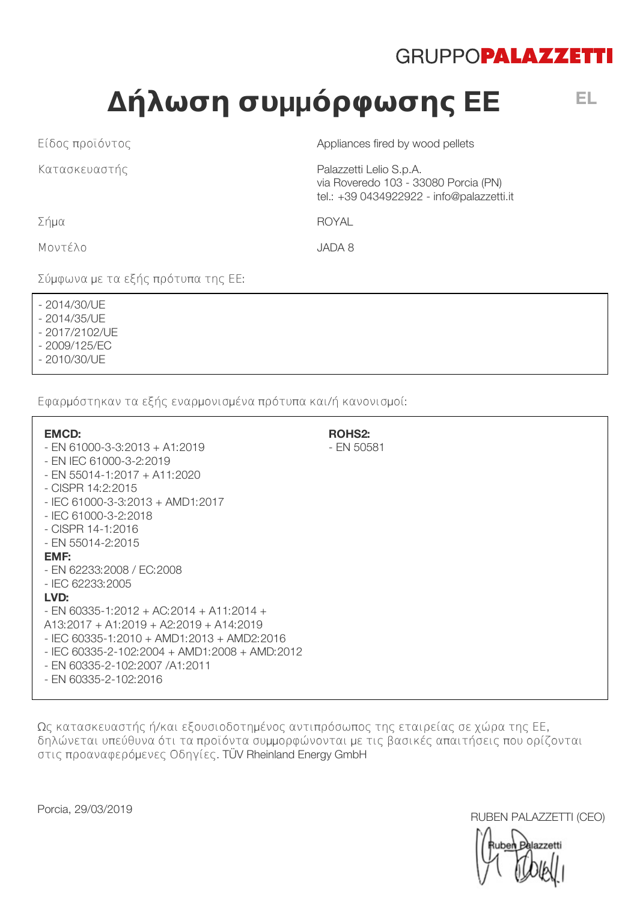GRUPPO**PALAZZETTI**

# Δήλωση συμμόρφωσης ΕΕ

EL

| | |
|---|---|
| Είδος προϊόντος | Appliances fired by wood pellets |
| Κατασκευαστής | Palazzetti Lelio S.p.A.<br>via Roveredo 103 - 33080 Porcia (PN)<br>tel.: +39 0434922922 - info@palazzetti.it |
| Σήμα | ROYAL |
| Μοντέλο | JADA 8 |

Σύμφωνα με τα εξής πρότυπα της ΕΕ:

- 2014/30/UE
- 2014/35/UE
- 2017/2102/UE
- 2009/125/EC
- 2010/30/UE

Εφαρμόστηκαν τα εξής εναρμονισμένα πρότυπα και/ή κανονισμοί:

**EMCD:**
- EN 61000-3-3:2013 + A1:2019
- EN IEC 61000-3-2:2019
- EN 55014-1:2017 + A11:2020
- CISPR 14:2:2015
- IEC 61000-3-3:2013 + AMD1:2017
- IEC 61000-3-2:2018
- CISPR 14-1:2016
- EN 55014-2:2015

**EMF:**
- EN 62233:2008 / EC:2008
- IEC 62233:2005

**LVD:**
- EN 60335-1:2012 + AC:2014 + A11:2014 + A13:2017 + A1:2019 + A2:2019 + A14:2019
- IEC 60335-1:2010 + AMD1:2013 + AMD2:2016
- IEC 60335-2-102:2004 + AMD1:2008 + AMD:2012
- EN 60335-2-102:2007 /A1:2011
- EN 60335-2-102:2016

**ROHS2:**
- EN 50581

Ως κατασκευαστής ή/και εξουσιοδοτημένος αντιπρόσωπος της εταιρείας σε χώρα της ΕΕ, δηλώνεται υπεύθυνα ότι τα προϊόντα συμμορφώνονται με τις βασικές απαιτήσεις που ορίζονται στις προαναφερόμενες Οδηγίες. TÜV Rheinland Energy GmbH

Porcia, 29/03/2019

RUBEN PALAZZETTI (CEO)

Ruben Palazzetti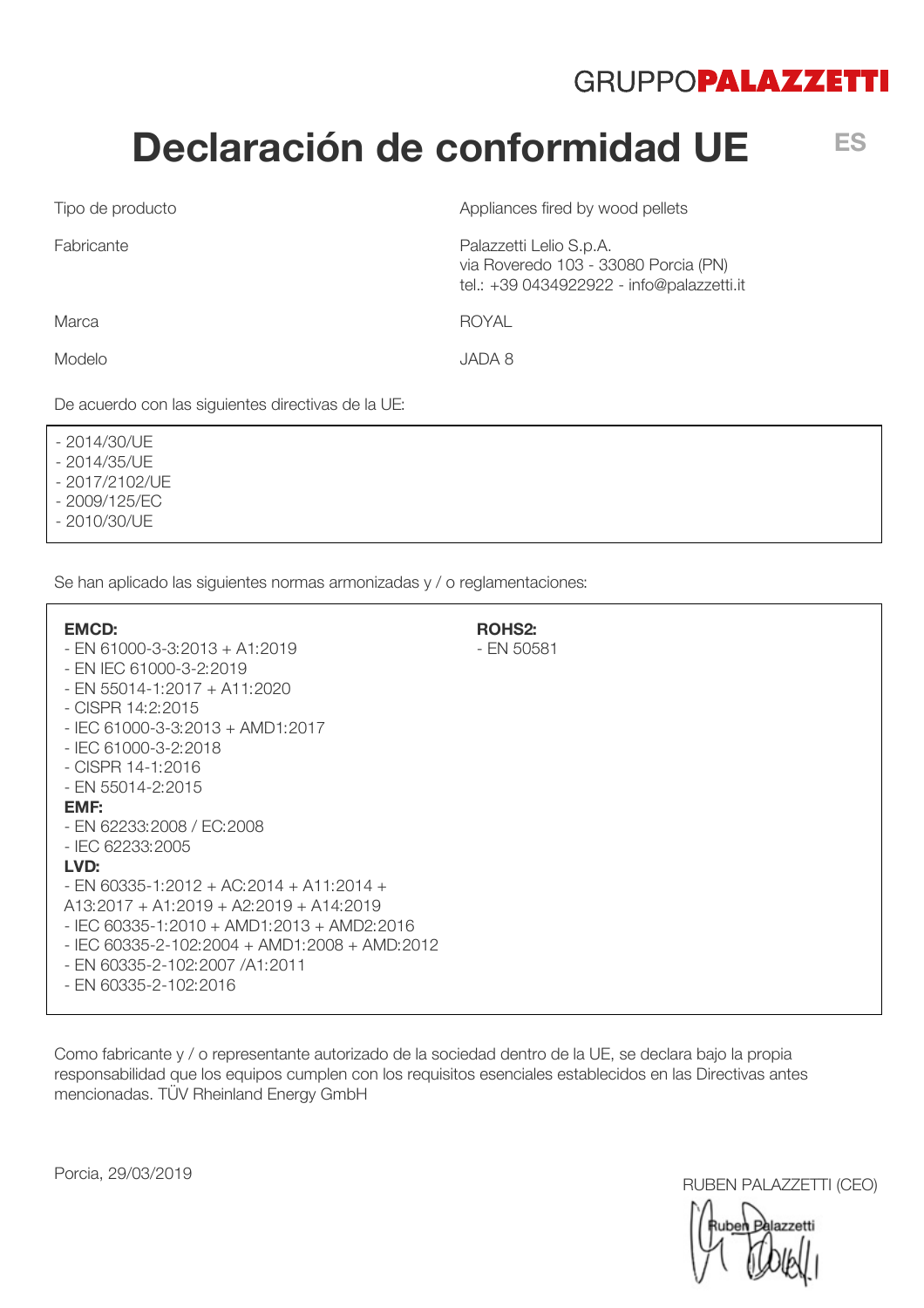GRUPPO**PALAZZETTI**

# Declaración de conformidad UE

ES

| | |
|---|---|
| Tipo de producto | Appliances fired by wood pellets |
| Fabricante | Palazzetti Lelio S.p.A.<br>via Roveredo 103 - 33080 Porcia (PN)<br>tel.: +39 0434922922 - info@palazzetti.it |
| Marca | ROYAL |
| Modelo | JADA 8 |

De acuerdo con las siguientes directivas de la UE:

- 2014/30/UE
- 2014/35/UE
- 2017/2102/UE
- 2009/125/EC
- 2010/30/UE

Se han aplicado las siguientes normas armonizadas y / o reglamentaciones:

**EMCD:**
- EN 61000-3-3:2013 + A1:2019
- EN IEC 61000-3-2:2019
- EN 55014-1:2017 + A11:2020
- CISPR 14:2:2015
- IEC 61000-3-3:2013 + AMD1:2017
- IEC 61000-3-2:2018
- CISPR 14-1:2016
- EN 55014-2:2015

**EMF:**
- EN 62233:2008 / EC:2008
- IEC 62233:2005

**LVD:**
- EN 60335-1:2012 + AC:2014 + A11:2014 + A13:2017 + A1:2019 + A2:2019 + A14:2019
- IEC 60335-1:2010 + AMD1:2013 + AMD2:2016
- IEC 60335-2-102:2004 + AMD1:2008 + AMD:2012
- EN 60335-2-102:2007 /A1:2011
- EN 60335-2-102:2016

**ROHS2:**
- EN 50581

Como fabricante y / o representante autorizado de la sociedad dentro de la UE, se declara bajo la propia responsabilidad que los equipos cumplen con los requisitos esenciales establecidos en las Directivas antes mencionadas. TÜV Rheinland Energy GmbH

Porcia, 29/03/2019

RUBEN PALAZZETTI (CEO)

Ruben Palazzetti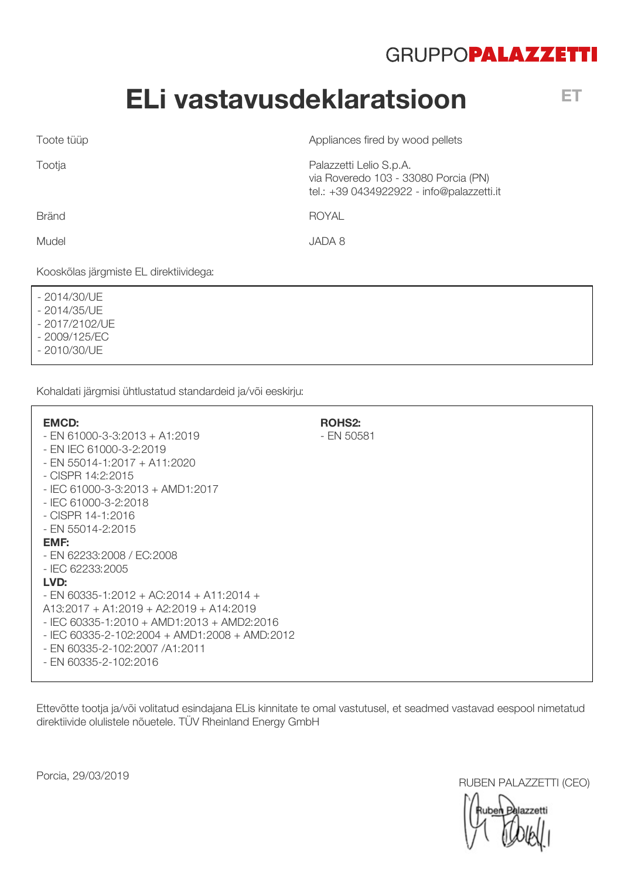GRUPPO**PALAZZETTI**

# ELi vastavusdeklaratsioon

ET

| | |
|---|---|
| Toote tüüp | Appliances fired by wood pellets |
| Tootja | Palazzetti Lelio S.p.A.<br>via Roveredo 103 - 33080 Porcia (PN)<br>tel.: +39 0434922922 - info@palazzetti.it |
| Bränd | ROYAL |
| Mudel | JADA 8 |

Kooskõlas järgmiste EL direktiividega:

- 2014/30/UE
- 2014/35/UE
- 2017/2102/UE
- 2009/125/EC
- 2010/30/UE

Kohaldati järgmisi ühtlustatud standardeid ja/või eeskirju:

**EMCD:**
- EN 61000-3-3:2013 + A1:2019
- EN IEC 61000-3-2:2019
- EN 55014-1:2017 + A11:2020
- CISPR 14:2:2015
- IEC 61000-3-3:2013 + AMD1:2017
- IEC 61000-3-2:2018
- CISPR 14-1:2016
- EN 55014-2:2015

**EMF:**
- EN 62233:2008 / EC:2008
- IEC 62233:2005

**LVD:**
- EN 60335-1:2012 + AC:2014 + A11:2014 + A13:2017 + A1:2019 + A2:2019 + A14:2019
- IEC 60335-1:2010 + AMD1:2013 + AMD2:2016
- IEC 60335-2-102:2004 + AMD1:2008 + AMD:2012
- EN 60335-2-102:2007 /A1:2011
- EN 60335-2-102:2016

**ROHS2:**
- EN 50581

Ettevõtte tootja ja/või volitatud esindajana ELis kinnitate te omal vastutusel, et seadmed vastavad eespool nimetatud direktiivide olulistele nõuetele. TÜV Rheinland Energy GmbH

Porcia, 29/03/2019

RUBEN PALAZZETTI (CEO)

Ruben Palazzetti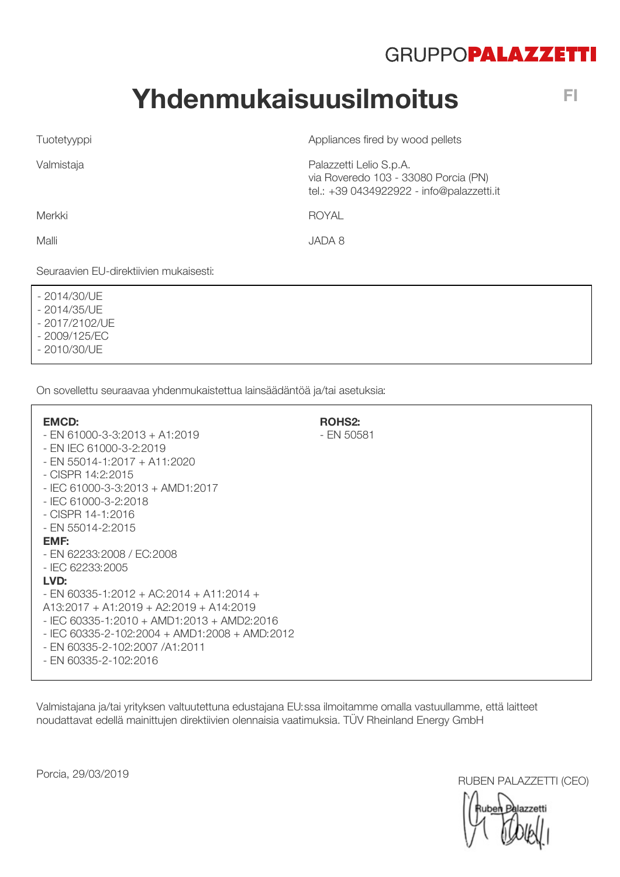GRUPPO**PALAZZETTI**

# Yhdenmukaisuusilmoitus

FI

| | |
|---|---|
| Tuotetyyppi | Appliances fired by wood pellets |
| Valmistaja | Palazzetti Lelio S.p.A.<br>via Roveredo 103 - 33080 Porcia (PN)<br>tel.: +39 0434922922 - info@palazzetti.it |
| Merkki | ROYAL |
| Malli | JADA 8 |

Seuraavien EU-direktiivien mukaisesti:

- 2014/30/UE
- 2014/35/UE
- 2017/2102/UE
- 2009/125/EC
- 2010/30/UE

On sovellettu seuraavaa yhdenmukaistettua lainsäädäntöä ja/tai asetuksia:

**EMCD:**
- EN 61000-3-3:2013 + A1:2019
- EN IEC 61000-3-2:2019
- EN 55014-1:2017 + A11:2020
- CISPR 14:2:2015
- IEC 61000-3-3:2013 + AMD1:2017
- IEC 61000-3-2:2018
- CISPR 14-1:2016
- EN 55014-2:2015

**EMF:**
- EN 62233:2008 / EC:2008
- IEC 62233:2005

**LVD:**
- EN 60335-1:2012 + AC:2014 + A11:2014 + A13:2017 + A1:2019 + A2:2019 + A14:2019
- IEC 60335-1:2010 + AMD1:2013 + AMD2:2016
- IEC 60335-2-102:2004 + AMD1:2008 + AMD:2012
- EN 60335-2-102:2007 /A1:2011
- EN 60335-2-102:2016

**ROHS2:**
- EN 50581

Valmistajana ja/tai yrityksen valtuutettuna edustajana EU:ssa ilmoitamme omalla vastuullamme, että laitteet noudattavat edellä mainittujen direktiivien olennaisia vaatimuksia. TÜV Rheinland Energy GmbH

Porcia, 29/03/2019

RUBEN PALAZZETTI (CEO)

Ruben Palazzetti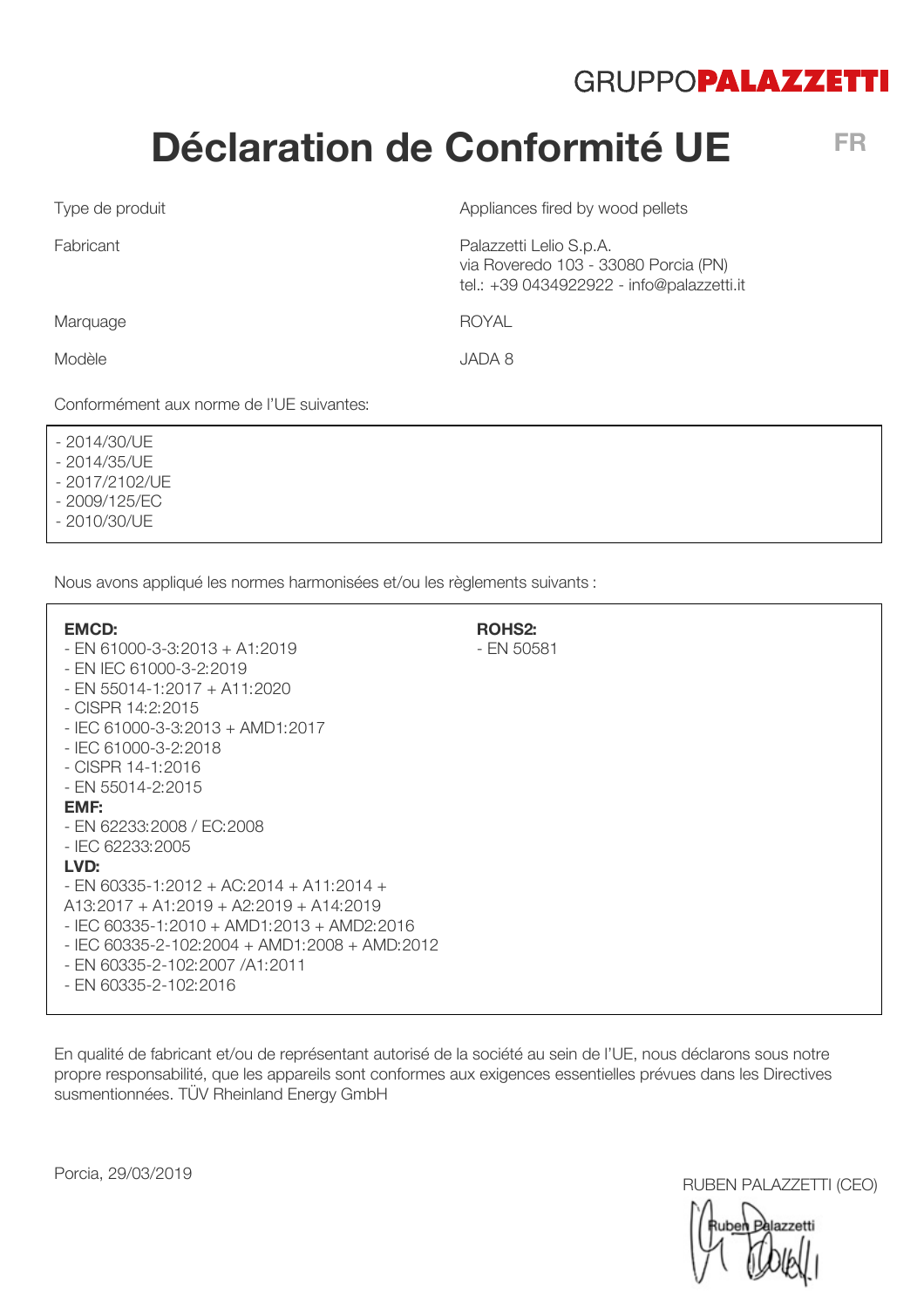GRUPPO**PALAZZETTI**

# Déclaration de Conformité UE

FR

| | |
|---|---|
| Type de produit | Appliances fired by wood pellets |
| Fabricant | Palazzetti Lelio S.p.A.<br>via Roveredo 103 - 33080 Porcia (PN)<br>tel.: +39 0434922922 - info@palazzetti.it |
| Marquage | ROYAL |
| Modèle | JADA 8 |

Conformément aux norme de l'UE suivantes:

- 2014/30/UE
- 2014/35/UE
- 2017/2102/UE
- 2009/125/EC
- 2010/30/UE

Nous avons appliqué les normes harmonisées et/ou les règlements suivants :

**EMCD:**
- EN 61000-3-3:2013 + A1:2019
- EN IEC 61000-3-2:2019
- EN 55014-1:2017 + A11:2020
- CISPR 14:2:2015
- IEC 61000-3-3:2013 + AMD1:2017
- IEC 61000-3-2:2018
- CISPR 14-1:2016
- EN 55014-2:2015

**EMF:**
- EN 62233:2008 / EC:2008
- IEC 62233:2005

**LVD:**
- EN 60335-1:2012 + AC:2014 + A11:2014 + A13:2017 + A1:2019 + A2:2019 + A14:2019
- IEC 60335-1:2010 + AMD1:2013 + AMD2:2016
- IEC 60335-2-102:2004 + AMD1:2008 + AMD:2012
- EN 60335-2-102:2007 /A1:2011
- EN 60335-2-102:2016

**ROHS2:**
- EN 50581

En qualité de fabricant et/ou de représentant autorisé de la société au sein de l'UE, nous déclarons sous notre propre responsabilité, que les appareils sont conformes aux exigences essentielles prévues dans les Directives susmentionnées. TÜV Rheinland Energy GmbH

Porcia, 29/03/2019

RUBEN PALAZZETTI (CEO)

Ruben Palazzetti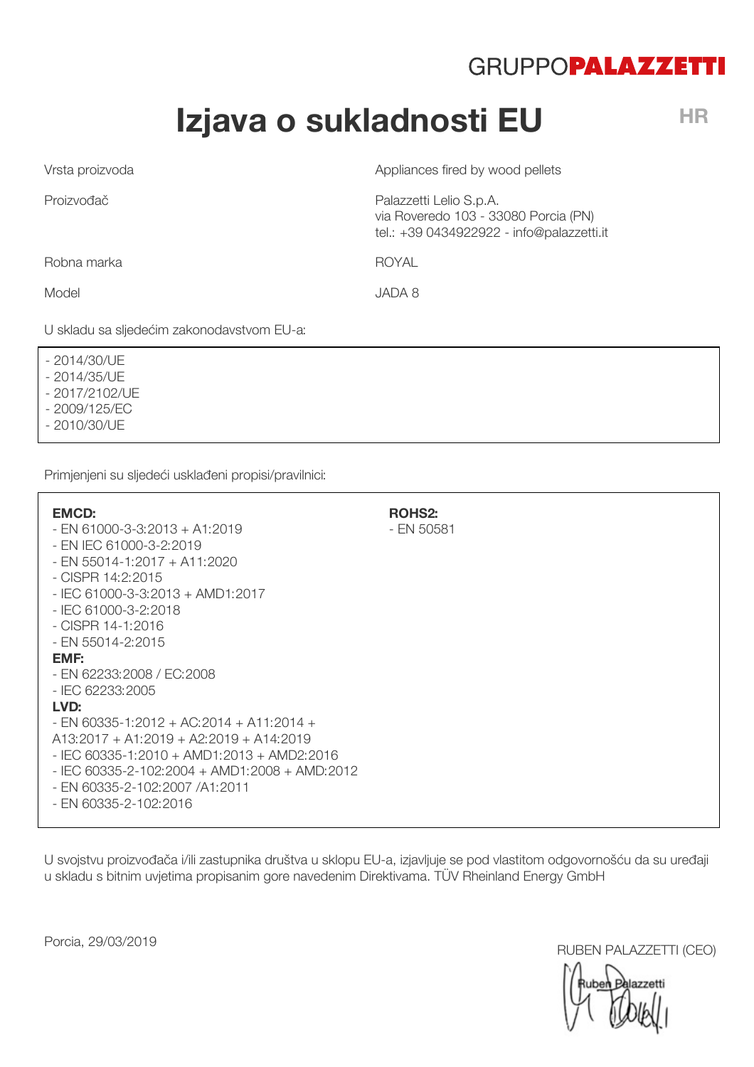GRUPPO**PALAZZETTI**

# Izjava o sukladnosti EU

HR

| | |
|---|---|
| Vrsta proizvoda | Appliances fired by wood pellets |
| Proizvođač | Palazzetti Lelio S.p.A.<br>via Roveredo 103 - 33080 Porcia (PN)<br>tel.: +39 0434922922 - info@palazzetti.it |
| Robna marka | ROYAL |
| Model | JADA 8 |

U skladu sa sljedećim zakonodavstvom EU-a:

- 2014/30/UE
- 2014/35/UE
- 2017/2102/UE
- 2009/125/EC
- 2010/30/UE

Primjenjeni su sljedeći usklađeni propisi/pravilnici:

**EMCD:**
- EN 61000-3-3:2013 + A1:2019
- EN IEC 61000-3-2:2019
- EN 55014-1:2017 + A11:2020
- CISPR 14:2:2015
- IEC 61000-3-3:2013 + AMD1:2017
- IEC 61000-3-2:2018
- CISPR 14-1:2016
- EN 55014-2:2015

**EMF:**
- EN 62233:2008 / EC:2008
- IEC 62233:2005

**LVD:**
- EN 60335-1:2012 + AC:2014 + A11:2014 + A13:2017 + A1:2019 + A2:2019 + A14:2019
- IEC 60335-1:2010 + AMD1:2013 + AMD2:2016
- IEC 60335-2-102:2004 + AMD1:2008 + AMD:2012
- EN 60335-2-102:2007 /A1:2011
- EN 60335-2-102:2016

**ROHS2:**
- EN 50581

U svojstvu proizvođača i/ili zastupnika društva u sklopu EU-a, izjavljuje se pod vlastitom odgovornošću da su uređaji u skladu s bitnim uvjetima propisanim gore navedenim Direktivama. TÜV Rheinland Energy GmbH

Porcia, 29/03/2019

RUBEN PALAZZETTI (CEO)

Ruben Palazzetti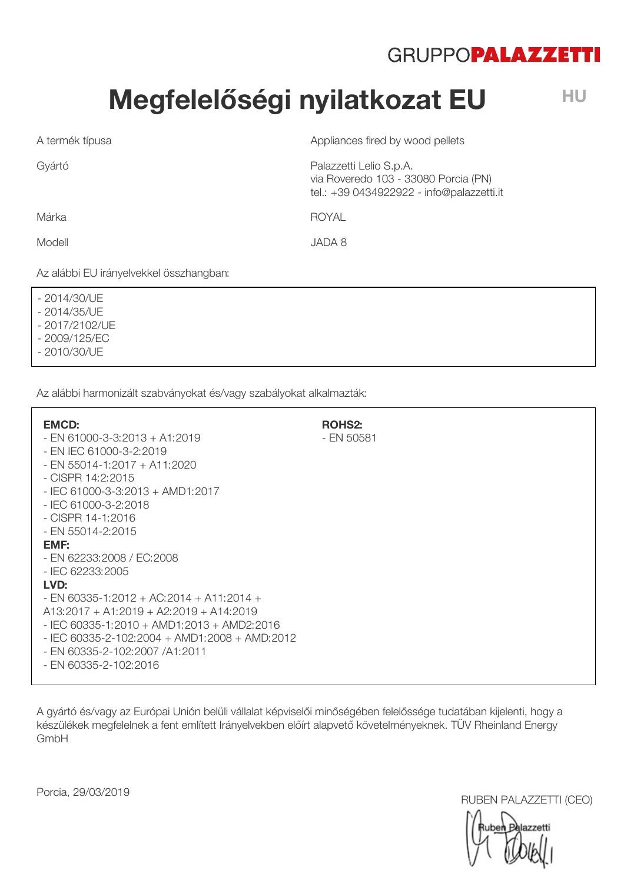GRUPPO**PALAZZETTI**

# Megfelelőségi nyilatkozat EU

HU

| | |
|---|---|
| A termék típusa | Appliances fired by wood pellets |
| Gyártó | Palazzetti Lelio S.p.A.<br>via Roveredo 103 - 33080 Porcia (PN)<br>tel.: +39 0434922922 - info@palazzetti.it |
| Márka | ROYAL |
| Modell | JADA 8 |

Az alábbi EU irányelvekkel összhangban:

- 2014/30/UE
- 2014/35/UE
- 2017/2102/UE
- 2009/125/EC
- 2010/30/UE

Az alábbi harmonizált szabványokat és/vagy szabályokat alkalmazták:

**EMCD:**
- EN 61000-3-3:2013 + A1:2019
- EN IEC 61000-3-2:2019
- EN 55014-1:2017 + A11:2020
- CISPR 14:2:2015
- IEC 61000-3-3:2013 + AMD1:2017
- IEC 61000-3-2:2018
- CISPR 14-1:2016
- EN 55014-2:2015

**EMF:**
- EN 62233:2008 / EC:2008
- IEC 62233:2005

**LVD:**
- EN 60335-1:2012 + AC:2014 + A11:2014 + A13:2017 + A1:2019 + A2:2019 + A14:2019
- IEC 60335-1:2010 + AMD1:2013 + AMD2:2016
- IEC 60335-2-102:2004 + AMD1:2008 + AMD:2012
- EN 60335-2-102:2007 /A1:2011
- EN 60335-2-102:2016

**ROHS2:**
- EN 50581

A gyártó és/vagy az Európai Unión belüli vállalat képviselői minőségében felelőssége tudatában kijelenti, hogy a készülékek megfelelnek a fent említett Irányelvekben előírt alapvető követelményeknek. TÜV Rheinland Energy GmbH

Porcia, 29/03/2019

RUBEN PALAZZETTI (CEO)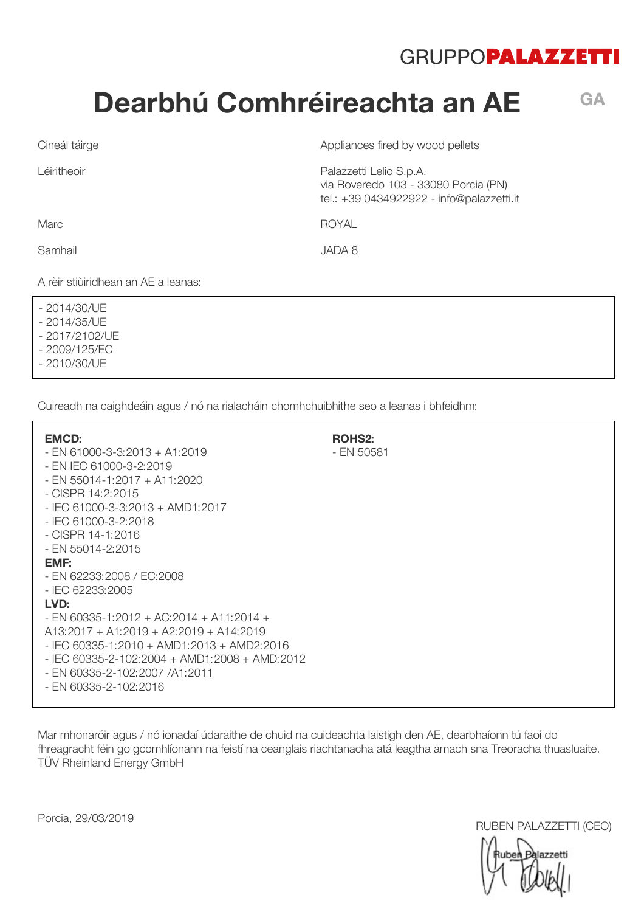GRUPPO**PALAZZETTI**

# Dearbhú Comhréireachta an AE

GA

| | |
|---|---|
| Cineál táirge | Appliances fired by wood pellets |
| Léiritheoir | Palazzetti Lelio S.p.A.<br>via Roveredo 103 - 33080 Porcia (PN)<br>tel.: +39 0434922922 - info@palazzetti.it |
| Marc | ROYAL |
| Samhail | JADA 8 |

A rèir stiùiridhean an AE a leanas:

- 2014/30/UE
- 2014/35/UE
- 2017/2102/UE
- 2009/125/EC
- 2010/30/UE

Cuireadh na caighdeáin agus / nó na rialacháin chomhchuibhithe seo a leanas i bhfeidhm:

**EMCD:**
- EN 61000-3-3:2013 + A1:2019
- EN IEC 61000-3-2:2019
- EN 55014-1:2017 + A11:2020
- CISPR 14:2:2015
- IEC 61000-3-3:2013 + AMD1:2017
- IEC 61000-3-2:2018
- CISPR 14-1:2016
- EN 55014-2:2015

**EMF:**
- EN 62233:2008 / EC:2008
- IEC 62233:2005

**LVD:**
- EN 60335-1:2012 + AC:2014 + A11:2014 + A13:2017 + A1:2019 + A2:2019 + A14:2019
- IEC 60335-1:2010 + AMD1:2013 + AMD2:2016
- IEC 60335-2-102:2004 + AMD1:2008 + AMD:2012
- EN 60335-2-102:2007 /A1:2011
- EN 60335-2-102:2016

**ROHS2:**
- EN 50581

Mar mhonaróir agus / nó ionadaí údaraithe de chuid na cuideachta laistigh den AE, dearbhaíonn tú faoi do fhreagracht féin go gcomhlíonann na feistí na ceanglais riachtanacha atá leagtha amach sna Treoracha thuasluaite.
TÜV Rheinland Energy GmbH

Porcia, 29/03/2019

RUBEN PALAZZETTI (CEO)

Ruben Palazzetti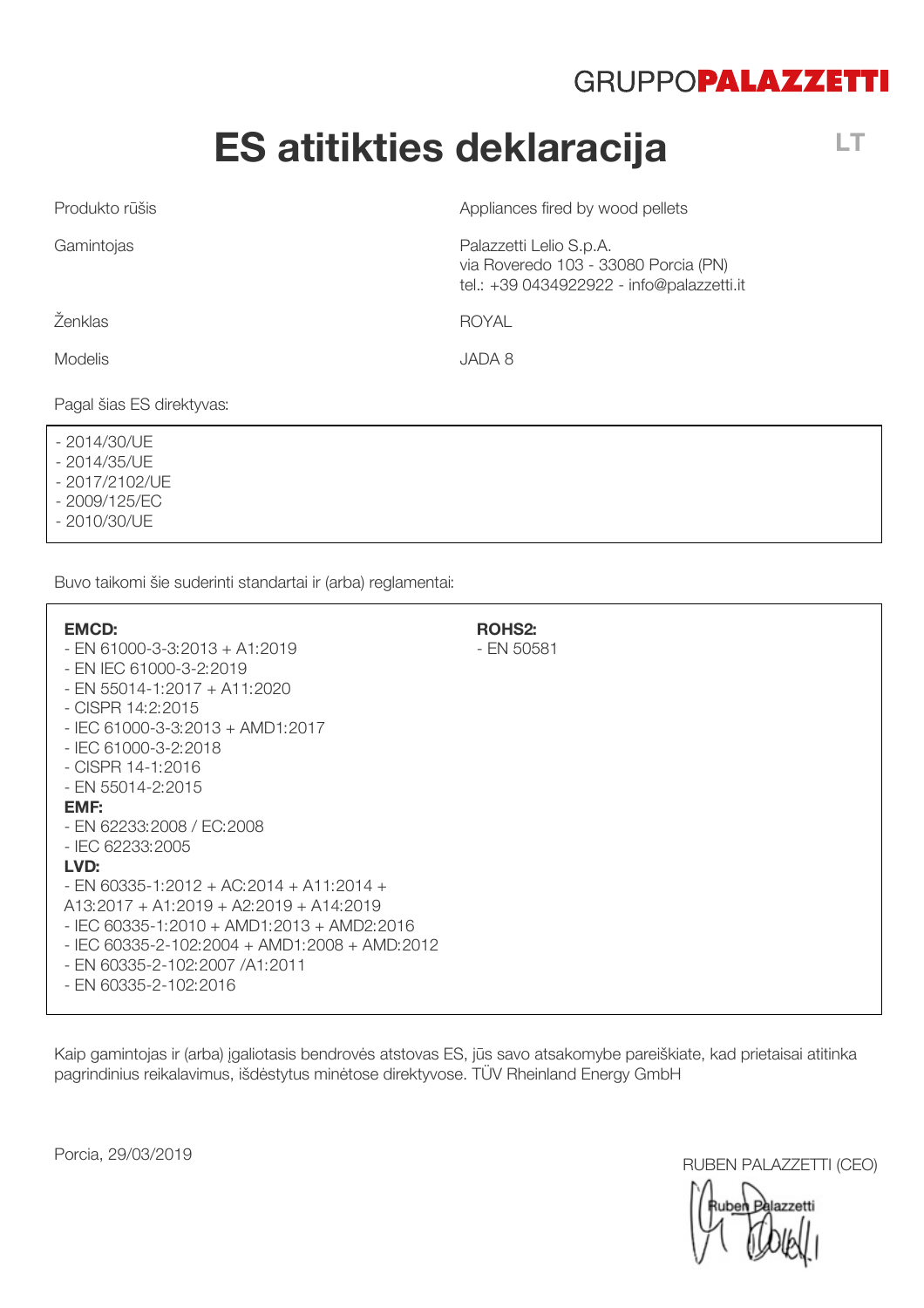GRUPPOPALAZZETTI

# ES atitikties deklaracija

LT

| | |
|---|---|
| Produkto rūšis | Appliances fired by wood pellets |
| Gamintojas | Palazzetti Lelio S.p.A.<br>via Roveredo 103 - 33080 Porcia (PN)<br>tel.: +39 0434922922 - info@palazzetti.it |
| Ženklas | ROYAL |
| Modelis | JADA 8 |

Pagal šias ES direktyvas:

- 2014/30/UE
- 2014/35/UE
- 2017/2102/UE
- 2009/125/EC
- 2010/30/UE

Buvo taikomi šie suderinti standartai ir (arba) reglamentai:

**EMCD:**
- EN 61000-3-3:2013 + A1:2019
- EN IEC 61000-3-2:2019
- EN 55014-1:2017 + A11:2020
- CISPR 14:2:2015
- IEC 61000-3-3:2013 + AMD1:2017
- IEC 61000-3-2:2018
- CISPR 14-1:2016
- EN 55014-2:2015

**EMF:**
- EN 62233:2008 / EC:2008
- IEC 62233:2005

**LVD:**
- EN 60335-1:2012 + AC:2014 + A11:2014 + A13:2017 + A1:2019 + A2:2019 + A14:2019
- IEC 60335-1:2010 + AMD1:2013 + AMD2:2016
- IEC 60335-2-102:2004 + AMD1:2008 + AMD:2012
- EN 60335-2-102:2007 /A1:2011
- EN 60335-2-102:2016

**ROHS2:**
- EN 50581

Kaip gamintojas ir (arba) įgaliotasis bendrovės atstovas ES, jūs savo atsakomybe pareiškiate, kad prietaisai atitinka pagrindinius reikalavimus, išdėstytus minėtose direktyvose. TÜV Rheinland Energy GmbH

Porcia, 29/03/2019

RUBEN PALAZZETTI (CEO)

Ruben Palazzetti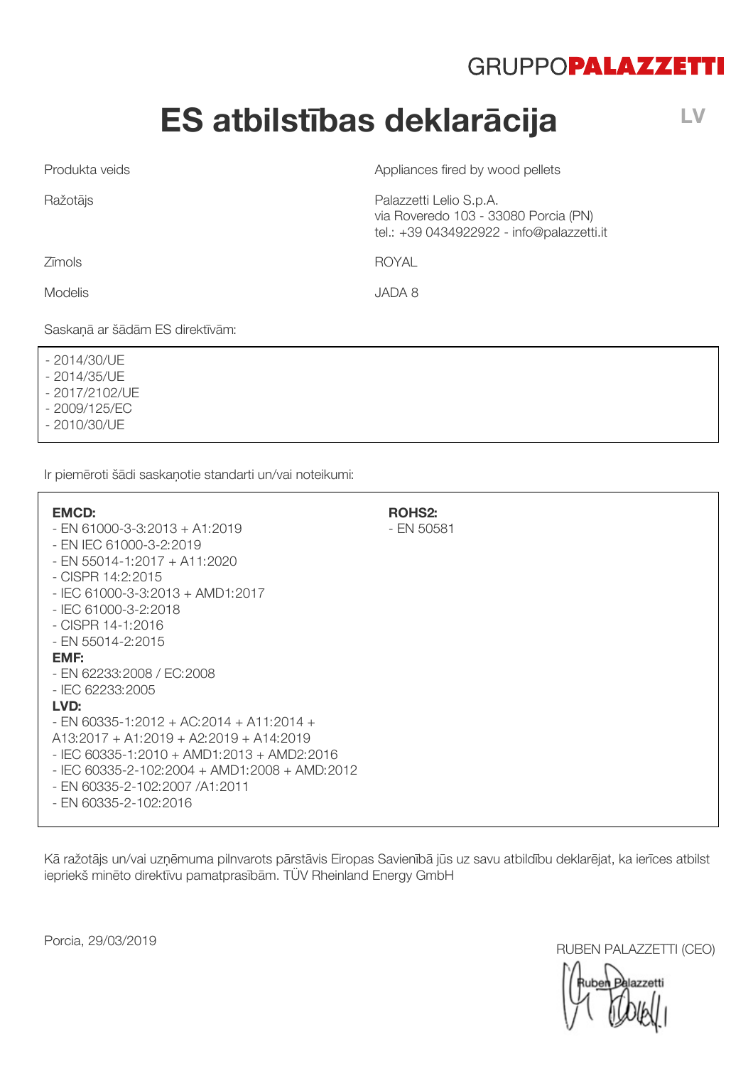GRUPPO**PALAZZETTI**

# ES atbilstības deklarācija

LV

| | |
|---|---|
| Produkta veids | Appliances fired by wood pellets |
| Ražotājs | Palazzetti Lelio S.p.A.<br>via Roveredo 103 - 33080 Porcia (PN)<br>tel.: +39 0434922922 - info@palazzetti.it |
| Zīmols | ROYAL |
| Modelis | JADA 8 |

Saskaņā ar šādām ES direktīvām:

- 2014/30/UE
- 2014/35/UE
- 2017/2102/UE
- 2009/125/EC
- 2010/30/UE

Ir piemēroti šādi saskaņotie standarti un/vai noteikumi:

**EMCD:**
- EN 61000-3-3:2013 + A1:2019
- EN IEC 61000-3-2:2019
- EN 55014-1:2017 + A11:2020
- CISPR 14:2:2015
- IEC 61000-3-3:2013 + AMD1:2017
- IEC 61000-3-2:2018
- CISPR 14-1:2016
- EN 55014-2:2015

**EMF:**
- EN 62233:2008 / EC:2008
- IEC 62233:2005

**LVD:**
- EN 60335-1:2012 + AC:2014 + A11:2014 + A13:2017 + A1:2019 + A2:2019 + A14:2019
- IEC 60335-1:2010 + AMD1:2013 + AMD2:2016
- IEC 60335-2-102:2004 + AMD1:2008 + AMD:2012
- EN 60335-2-102:2007 /A1:2011
- EN 60335-2-102:2016

**ROHS2:**
- EN 50581

Kā ražotājs un/vai uzņēmuma pilnvarots pārstāvis Eiropas Savienībā jūs uz savu atbildību deklarējat, ka ierīces atbilst iepriekš minēto direktīvu pamatprasībām. TÜV Rheinland Energy GmbH

Porcia, 29/03/2019

RUBEN PALAZZETTI (CEO)

Ruben Palazzetti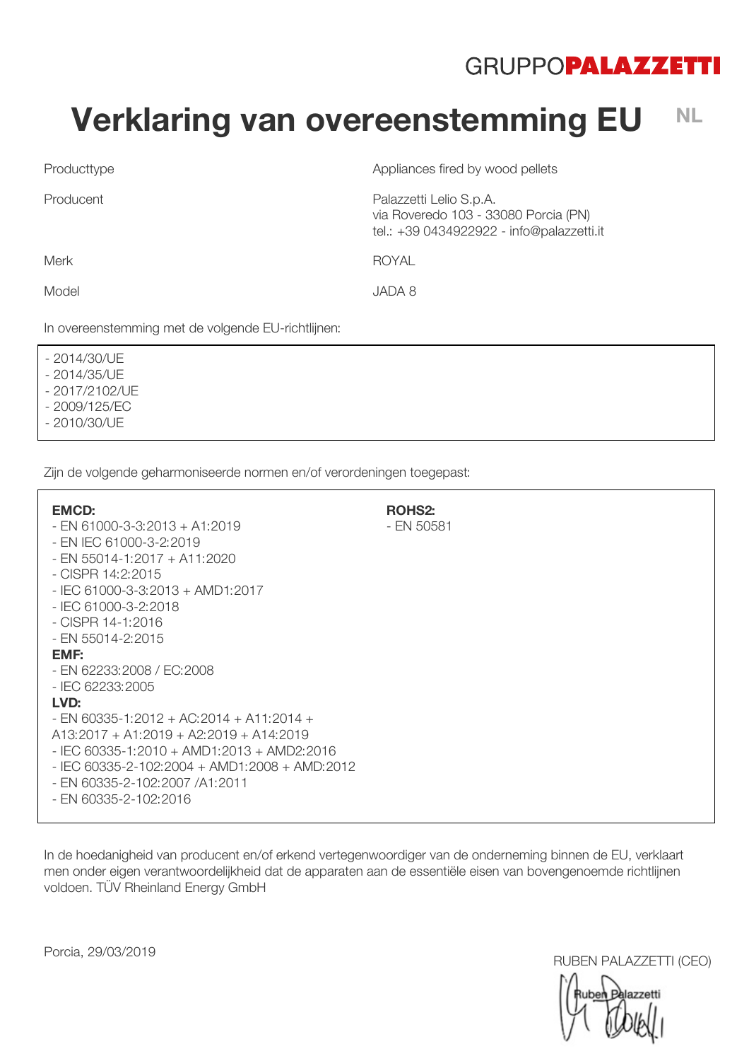GRUPPO**PALAZZETTI**

# Verklaring van overeenstemming EU

NL

| | |
|---|---|
| Producttype | Appliances fired by wood pellets |
| Producent | Palazzetti Lelio S.p.A.<br>via Roveredo 103 - 33080 Porcia (PN)<br>tel.: +39 0434922922 - info@palazzetti.it |
| Merk | ROYAL |
| Model | JADA 8 |

In overeenstemming met de volgende EU-richtlijnen:

- 2014/30/UE
- 2014/35/UE
- 2017/2102/UE
- 2009/125/EC
- 2010/30/UE

Zijn de volgende geharmoniseerde normen en/of verordeningen toegepast:

**EMCD:**
- EN 61000-3-3:2013 + A1:2019
- EN IEC 61000-3-2:2019
- EN 55014-1:2017 + A11:2020
- CISPR 14:2:2015
- IEC 61000-3-3:2013 + AMD1:2017
- IEC 61000-3-2:2018
- CISPR 14-1:2016
- EN 55014-2:2015

**EMF:**
- EN 62233:2008 / EC:2008
- IEC 62233:2005

**LVD:**
- EN 60335-1:2012 + AC:2014 + A11:2014 + A13:2017 + A1:2019 + A2:2019 + A14:2019
- IEC 60335-1:2010 + AMD1:2013 + AMD2:2016
- IEC 60335-2-102:2004 + AMD1:2008 + AMD:2012
- EN 60335-2-102:2007 /A1:2011
- EN 60335-2-102:2016

**ROHS2:**
- EN 50581

In de hoedanigheid van producent en/of erkend vertegenwoordiger van de onderneming binnen de EU, verklaart men onder eigen verantwoordelijkheid dat de apparaten aan de essentiële eisen van bovengenoemde richtlijnen voldoen. TÜV Rheinland Energy GmbH

Porcia, 29/03/2019

RUBEN PALAZZETTI (CEO)

Ruben Palazzetti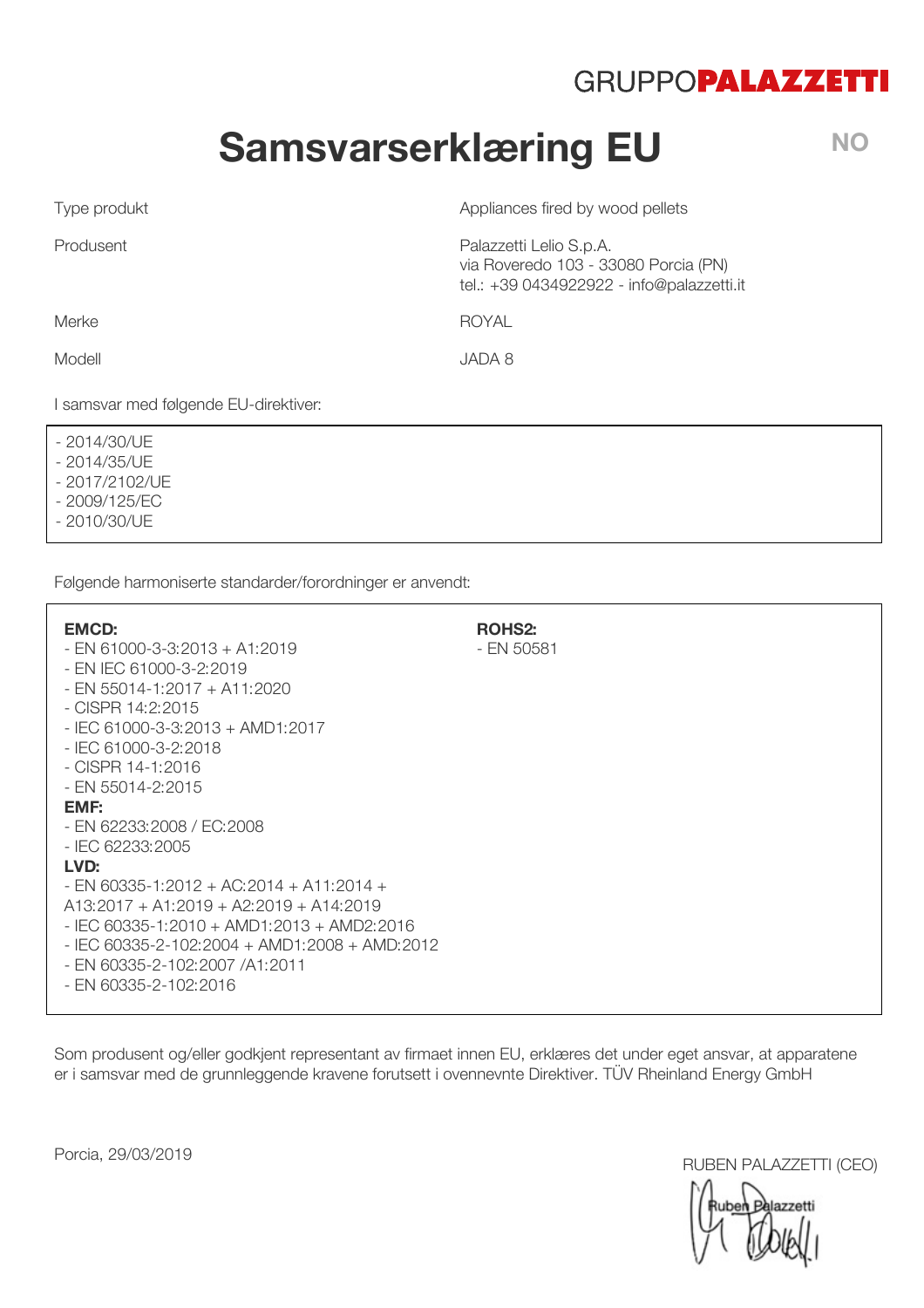GRUPPO**PALAZZETTI**

# Samsvarserklæring EU

NO

| | |
|---|---|
| Type produkt | Appliances fired by wood pellets |
| Produsent | Palazzetti Lelio S.p.A.<br>via Roveredo 103 - 33080 Porcia (PN)<br>tel.: +39 0434922922 - info@palazzetti.it |
| Merke | ROYAL |
| Modell | JADA 8 |

I samsvar med følgende EU-direktiver:

- 2014/30/UE
- 2014/35/UE
- 2017/2102/UE
- 2009/125/EC
- 2010/30/UE

Følgende harmoniserte standarder/forordninger er anvendt:

**EMCD:**
- EN 61000-3-3:2013 + A1:2019
- EN IEC 61000-3-2:2019
- EN 55014-1:2017 + A11:2020
- CISPR 14:2:2015
- IEC 61000-3-3:2013 + AMD1:2017
- IEC 61000-3-2:2018
- CISPR 14-1:2016
- EN 55014-2:2015

**EMF:**
- EN 62233:2008 / EC:2008
- IEC 62233:2005

**LVD:**
- EN 60335-1:2012 + AC:2014 + A11:2014 + A13:2017 + A1:2019 + A2:2019 + A14:2019
- IEC 60335-1:2010 + AMD1:2013 + AMD2:2016
- IEC 60335-2-102:2004 + AMD1:2008 + AMD:2012
- EN 60335-2-102:2007 /A1:2011
- EN 60335-2-102:2016

**ROHS2:**
- EN 50581

Som produsent og/eller godkjent representant av firmaet innen EU, erklæres det under eget ansvar, at apparatene er i samsvar med de grunnleggende kravene forutsett i ovennevnte Direktiver. TÜV Rheinland Energy GmbH

Porcia, 29/03/2019

RUBEN PALAZZETTI (CEO)

Ruben Palazzetti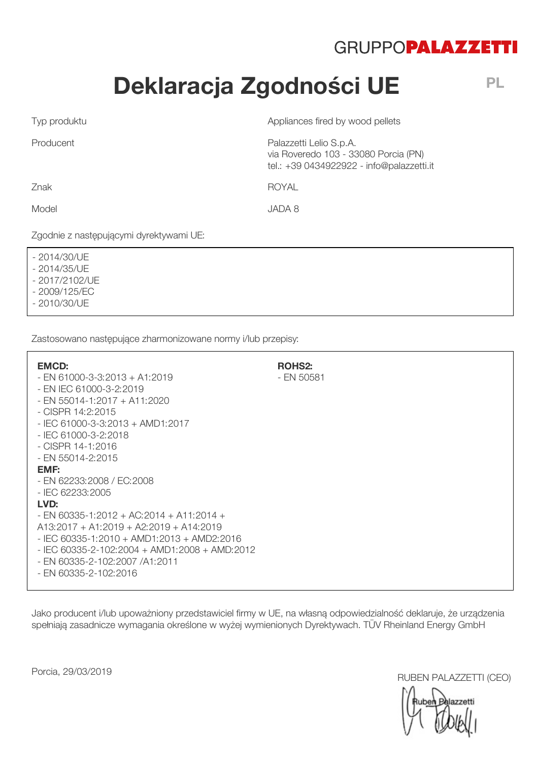GRUPPO**PALAZZETTI**

# Deklaracja Zgodności UE

PL

| | |
|---|---|
| Typ produktu | Appliances fired by wood pellets |
| Producent | Palazzetti Lelio S.p.A.<br>via Roveredo 103 - 33080 Porcia (PN)<br>tel.: +39 0434922922 - info@palazzetti.it |
| Znak | ROYAL |
| Model | JADA 8 |

Zgodnie z następującymi dyrektywami UE:

- 2014/30/UE
- 2014/35/UE
- 2017/2102/UE
- 2009/125/EC
- 2010/30/UE

Zastosowano następujące zharmonizowane normy i/lub przepisy:

**EMCD:**
- EN 61000-3-3:2013 + A1:2019
- EN IEC 61000-3-2:2019
- EN 55014-1:2017 + A11:2020
- CISPR 14:2:2015
- IEC 61000-3-3:2013 + AMD1:2017
- IEC 61000-3-2:2018
- CISPR 14-1:2016
- EN 55014-2:2015

**EMF:**
- EN 62233:2008 / EC:2008
- IEC 62233:2005

**LVD:**
- EN 60335-1:2012 + AC:2014 + A11:2014 + A13:2017 + A1:2019 + A2:2019 + A14:2019
- IEC 60335-1:2010 + AMD1:2013 + AMD2:2016
- IEC 60335-2-102:2004 + AMD1:2008 + AMD:2012
- EN 60335-2-102:2007 /A1:2011
- EN 60335-2-102:2016

**ROHS2:**
- EN 50581

Jako producent i/lub upoważniony przedstawiciel firmy w UE, na własną odpowiedzialność deklaruje, że urządzenia spełniają zasadnicze wymagania określone w wyżej wymienionych Dyrektywach. TÜV Rheinland Energy GmbH

Porcia, 29/03/2019

RUBEN PALAZZETTI (CEO)

Ruben Palazzetti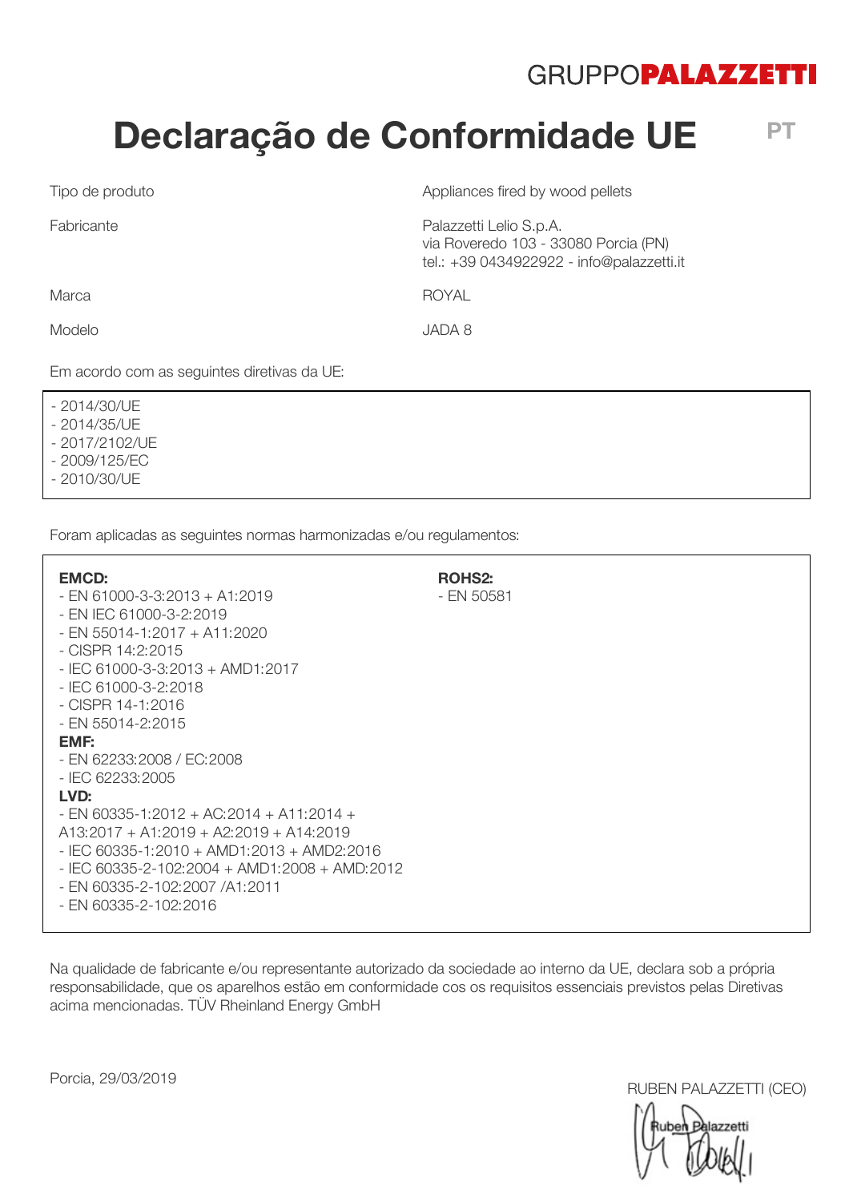GRUPPO**PALAZZETTI**

# Declaração de Conformidade UE

PT

| | |
|---|---|
| Tipo de produto | Appliances fired by wood pellets |
| Fabricante | Palazzetti Lelio S.p.A.<br>via Roveredo 103 - 33080 Porcia (PN)<br>tel.: +39 0434922922 - info@palazzetti.it |
| Marca | ROYAL |
| Modelo | JADA 8 |

Em acordo com as seguintes diretivas da UE:

- 2014/30/UE
- 2014/35/UE
- 2017/2102/UE
- 2009/125/EC
- 2010/30/UE

Foram aplicadas as seguintes normas harmonizadas e/ou regulamentos:

**EMCD:**
- EN 61000-3-3:2013 + A1:2019
- EN IEC 61000-3-2:2019
- EN 55014-1:2017 + A11:2020
- CISPR 14:2:2015
- IEC 61000-3-3:2013 + AMD1:2017
- IEC 61000-3-2:2018
- CISPR 14-1:2016
- EN 55014-2:2015

**EMF:**
- EN 62233:2008 / EC:2008
- IEC 62233:2005

**LVD:**
- EN 60335-1:2012 + AC:2014 + A11:2014 + A13:2017 + A1:2019 + A2:2019 + A14:2019
- IEC 60335-1:2010 + AMD1:2013 + AMD2:2016
- IEC 60335-2-102:2004 + AMD1:2008 + AMD:2012
- EN 60335-2-102:2007 /A1:2011
- EN 60335-2-102:2016

**ROHS2:**
- EN 50581

Na qualidade de fabricante e/ou representante autorizado da sociedade ao interno da UE, declara sob a própria responsabilidade, que os aparelhos estão em conformidade cos os requisitos essenciais previstos pelas Diretivas acima mencionadas. TÜV Rheinland Energy GmbH

Porcia, 29/03/2019

RUBEN PALAZZETTI (CEO)

Ruben Palazzetti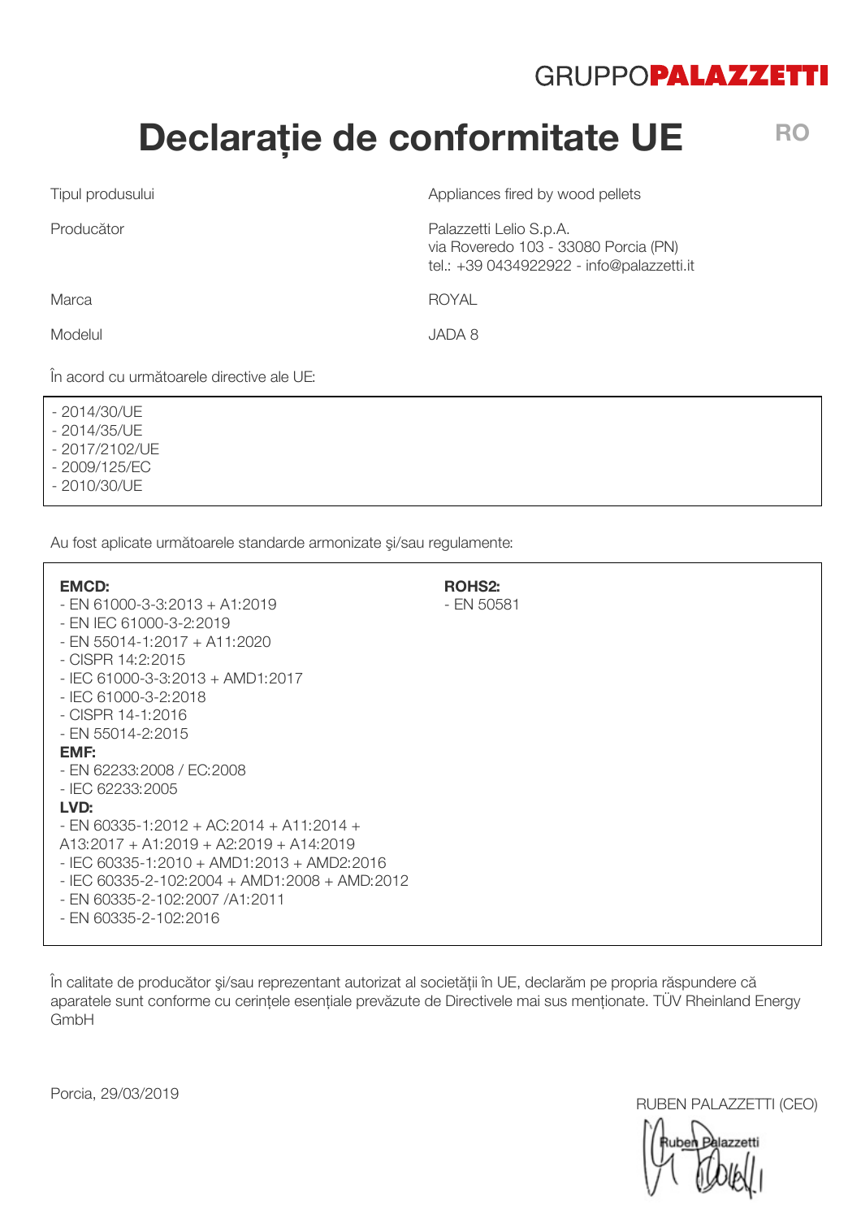GRUPPO**PALAZZETTI**

# Declarație de conformitate UE

RO

| | |
|---|---|
| Tipul produsului | Appliances fired by wood pellets |
| Producător | Palazzetti Lelio S.p.A.<br>via Roveredo 103 - 33080 Porcia (PN)<br>tel.: +39 0434922922 - info@palazzetti.it |
| Marca | ROYAL |
| Modelul | JADA 8 |

În acord cu următoarele directive ale UE:

- 2014/30/UE
- 2014/35/UE
- 2017/2102/UE
- 2009/125/EC
- 2010/30/UE

Au fost aplicate următoarele standarde armonizate şi/sau regulamente:

**EMCD:**
- EN 61000-3-3:2013 + A1:2019
- EN IEC 61000-3-2:2019
- EN 55014-1:2017 + A11:2020
- CISPR 14:2:2015
- IEC 61000-3-3:2013 + AMD1:2017
- IEC 61000-3-2:2018
- CISPR 14-1:2016
- EN 55014-2:2015

**EMF:**
- EN 62233:2008 / EC:2008
- IEC 62233:2005

**LVD:**
- EN 60335-1:2012 + AC:2014 + A11:2014 + A13:2017 + A1:2019 + A2:2019 + A14:2019
- IEC 60335-1:2010 + AMD1:2013 + AMD2:2016
- IEC 60335-2-102:2004 + AMD1:2008 + AMD:2012
- EN 60335-2-102:2007 /A1:2011
- EN 60335-2-102:2016

**ROHS2:**
- EN 50581

În calitate de producător şi/sau reprezentant autorizat al societății în UE, declarăm pe propria răspundere că aparatele sunt conforme cu cerințele esențiale prevăzute de Directivele mai sus menționate. TÜV Rheinland Energy GmbH

Porcia, 29/03/2019

RUBEN PALAZZETTI (CEO)

Ruben Palazzetti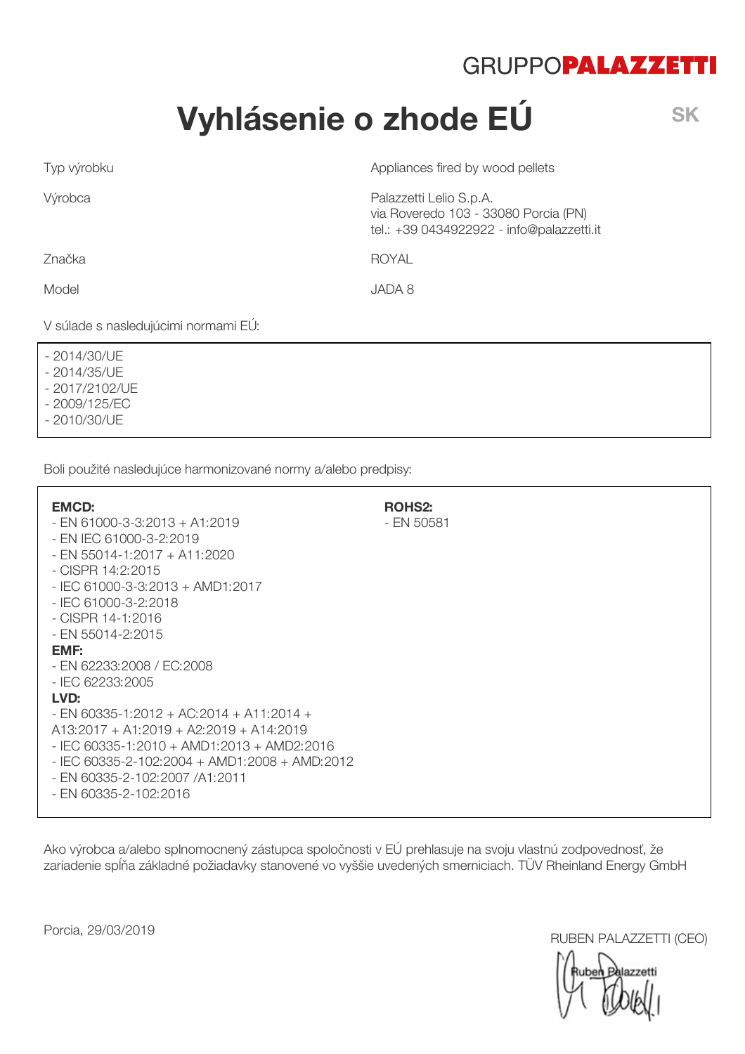GRUPPO**PALAZZETTI**

# Vyhlásenie o zhode EÚ

SK

| | |
|---|---|
| Typ výrobku | Appliances fired by wood pellets |
| Výrobca | Palazzetti Lelio S.p.A.<br>via Roveredo 103 - 33080 Porcia (PN)<br>tel.: +39 0434922922 - info@palazzetti.it |
| Značka | ROYAL |
| Model | JADA 8 |

V súlade s nasledujúcimi normami EÚ:

- 2014/30/UE
- 2014/35/UE
- 2017/2102/UE
- 2009/125/EC
- 2010/30/UE

Boli použité nasledujúce harmonizované normy a/alebo predpisy:

**EMCD:**
- EN 61000-3-3:2013 + A1:2019
- EN IEC 61000-3-2:2019
- EN 55014-1:2017 + A11:2020
- CISPR 14:2:2015
- IEC 61000-3-3:2013 + AMD1:2017
- IEC 61000-3-2:2018
- CISPR 14-1:2016
- EN 55014-2:2015

**EMF:**
- EN 62233:2008 / EC:2008
- IEC 62233:2005

**LVD:**
- EN 60335-1:2012 + AC:2014 + A11:2014 + A13:2017 + A1:2019 + A2:2019 + A14:2019
- IEC 60335-1:2010 + AMD1:2013 + AMD2:2016
- IEC 60335-2-102:2004 + AMD1:2008 + AMD:2012
- EN 60335-2-102:2007 /A1:2011
- EN 60335-2-102:2016

**ROHS2:**
- EN 50581

Ako výrobca a/alebo splnomocnený zástupca spoločnosti v EÚ prehlasuje na svoju vlastnú zodpovednosť, že zariadenie spĺňa základné požiadavky stanovené vo vyššie uvedených smerniciach. TÜV Rheinland Energy GmbH

Porcia, 29/03/2019

RUBEN PALAZZETTI (CEO)

Ruben Palazzetti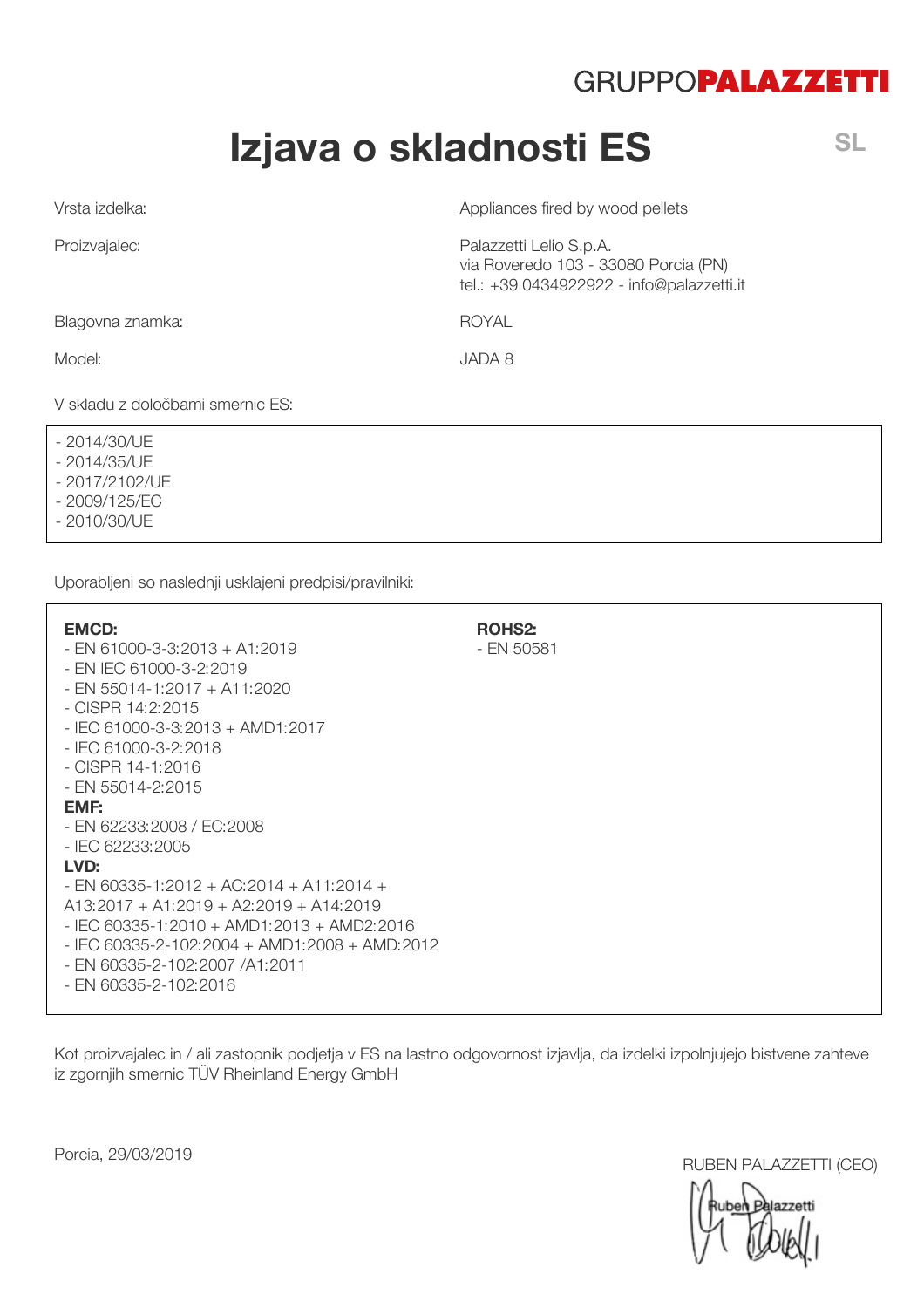GRUPPO**PALAZZETTI**

# Izjava o skladnosti ES

SL

| | |
|---|---|
| Vrsta izdelka: | Appliances fired by wood pellets |
| Proizvajalec: | Palazzetti Lelio S.p.A.<br>via Roveredo 103 - 33080 Porcia (PN)<br>tel.: +39 0434922922 - info@palazzetti.it |
| Blagovna znamka: | ROYAL |
| Model: | JADA 8 |

V skladu z določbami smernic ES:

- 2014/30/UE
- 2014/35/UE
- 2017/2102/UE
- 2009/125/EC
- 2010/30/UE

Uporabljeni so naslednji usklajeni predpisi/pravilniki:

**EMCD:**
- EN 61000-3-3:2013 + A1:2019
- EN IEC 61000-3-2:2019
- EN 55014-1:2017 + A11:2020
- CISPR 14:2:2015
- IEC 61000-3-3:2013 + AMD1:2017
- IEC 61000-3-2:2018
- CISPR 14-1:2016
- EN 55014-2:2015

**EMF:**
- EN 62233:2008 / EC:2008
- IEC 62233:2005

**LVD:**
- EN 60335-1:2012 + AC:2014 + A11:2014 + A13:2017 + A1:2019 + A2:2019 + A14:2019
- IEC 60335-1:2010 + AMD1:2013 + AMD2:2016
- IEC 60335-2-102:2004 + AMD1:2008 + AMD:2012
- EN 60335-2-102:2007 /A1:2011
- EN 60335-2-102:2016

**ROHS2:**
- EN 50581

Kot proizvajalec in / ali zastopnik podjetja v ES na lastno odgovornost izjavlja, da izdelki izpolnjujejo bistvene zahteve iz zgornjih smernic TÜV Rheinland Energy GmbH

Porcia, 29/03/2019

RUBEN PALAZZETTI (CEO)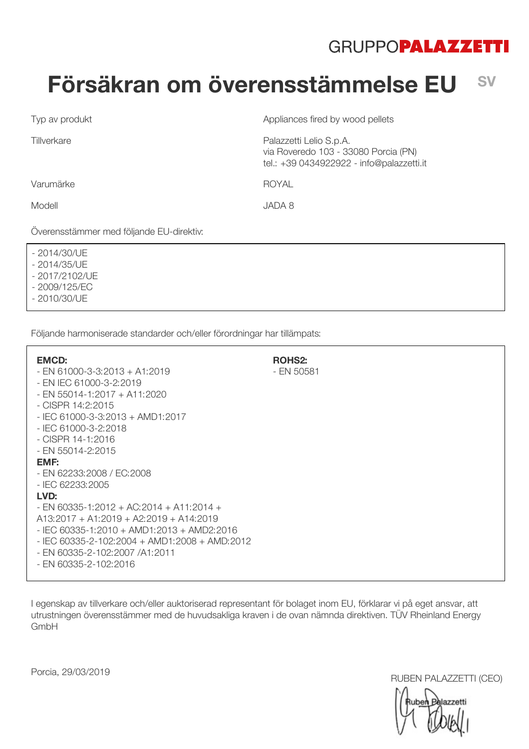GRUPPO**PALAZZETTI**

# Försäkran om överensstämmelse EU

SV

| | |
|---|---|
| Typ av produkt | Appliances fired by wood pellets |
| Tillverkare | Palazzetti Lelio S.p.A.<br>via Roveredo 103 - 33080 Porcia (PN)<br>tel.: +39 0434922922 - info@palazzetti.it |
| Varumärke | ROYAL |
| Modell | JADA 8 |

Överensstämmer med följande EU-direktiv:

- 2014/30/UE
- 2014/35/UE
- 2017/2102/UE
- 2009/125/EC
- 2010/30/UE

Följande harmoniserade standarder och/eller förordningar har tillämpats:

**EMCD:**
- EN 61000-3-3:2013 + A1:2019
- EN IEC 61000-3-2:2019
- EN 55014-1:2017 + A11:2020
- CISPR 14:2:2015
- IEC 61000-3-3:2013 + AMD1:2017
- IEC 61000-3-2:2018
- CISPR 14-1:2016
- EN 55014-2:2015

**EMF:**
- EN 62233:2008 / EC:2008
- IEC 62233:2005

**LVD:**
- EN 60335-1:2012 + AC:2014 + A11:2014 + A13:2017 + A1:2019 + A2:2019 + A14:2019
- IEC 60335-1:2010 + AMD1:2013 + AMD2:2016
- IEC 60335-2-102:2004 + AMD1:2008 + AMD:2012
- EN 60335-2-102:2007 /A1:2011
- EN 60335-2-102:2016

**ROHS2:**
- EN 50581

I egenskap av tillverkare och/eller auktoriserad representant för bolaget inom EU, förklarar vi på eget ansvar, att utrustningen överensstämmer med de huvudsakliga kraven i de ovan nämnda direktiven. TÜV Rheinland Energy GmbH

Porcia, 29/03/2019

RUBEN PALAZZETTI (CEO)

Ruben Palazzetti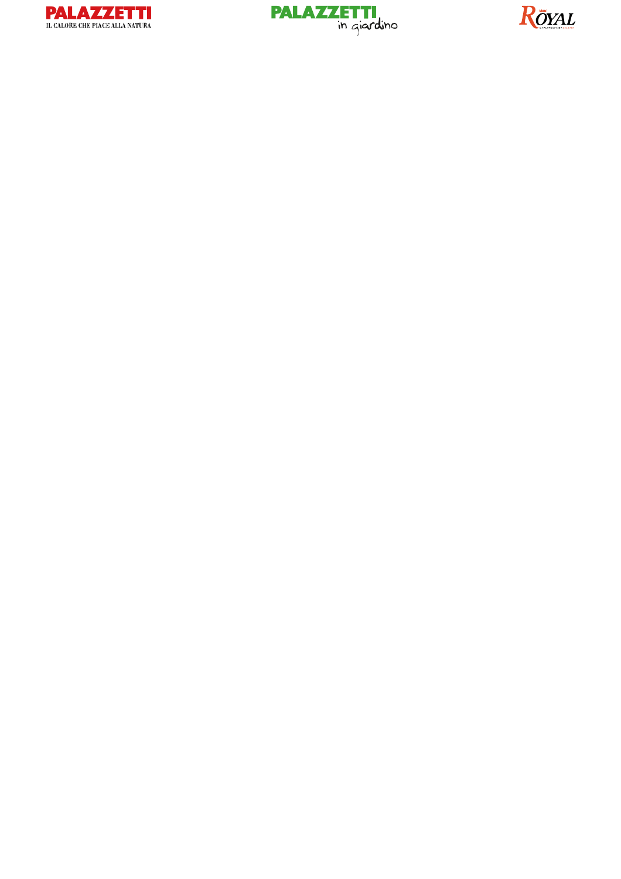PALAZZETTI

IL CALORE CHE PIACE ALLA NATURA

PALAZZETTI in giardino

ROYAL